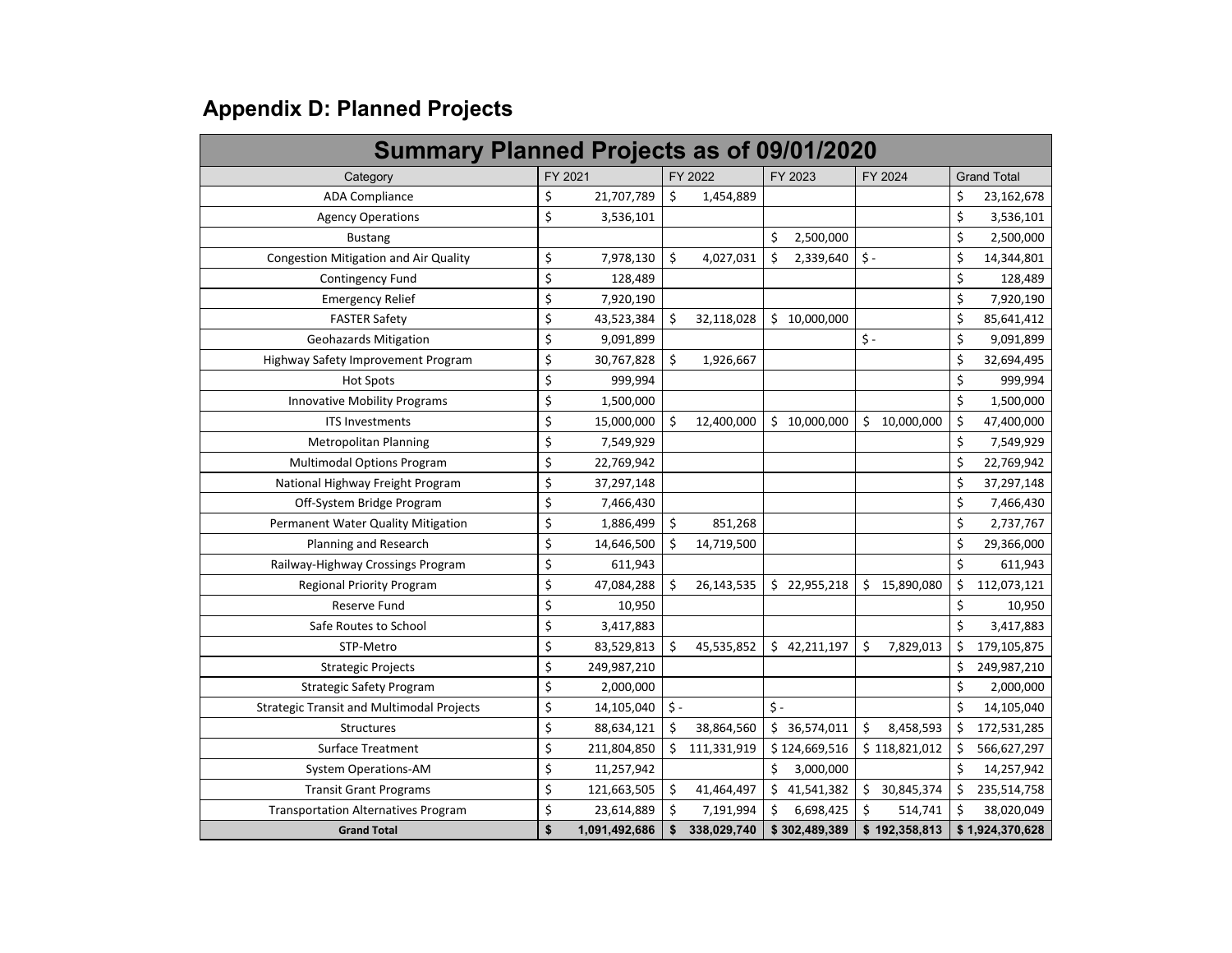## Appendix D: Planned Projects

| Summary Planned Projects as of 09/01/2020 | | | | | |
|---|---|---|---|---|---|
| Category | FY 2021 | FY 2022 | FY 2023 | FY 2024 | Grand Total |
| ADA Compliance | $ 21,707,789 | $ 1,454,889 | | | $ 23,162,678 |
| Agency Operations | $ 3,536,101 | | | | $ 3,536,101 |
| Bustang | | | $ 2,500,000 | | $ 2,500,000 |
| Congestion Mitigation and Air Quality | $ 7,978,130 | $ 4,027,031 | $ 2,339,640 | $ - | $ 14,344,801 |
| Contingency Fund | $ 128,489 | | | | $ 128,489 |
| Emergency Relief | $ 7,920,190 | | | | $ 7,920,190 |
| FASTER Safety | $ 43,523,384 | $ 32,118,028 | $ 10,000,000 | | $ 85,641,412 |
| Geohazards Mitigation | $ 9,091,899 | | | $ - | $ 9,091,899 |
| Highway Safety Improvement Program | $ 30,767,828 | $ 1,926,667 | | | $ 32,694,495 |
| Hot Spots | $ 999,994 | | | | $ 999,994 |
| Innovative Mobility Programs | $ 1,500,000 | | | | $ 1,500,000 |
| ITS Investments | $ 15,000,000 | $ 12,400,000 | $ 10,000,000 | $ 10,000,000 | $ 47,400,000 |
| Metropolitan Planning | $ 7,549,929 | | | | $ 7,549,929 |
| Multimodal Options Program | $ 22,769,942 | | | | $ 22,769,942 |
| National Highway Freight Program | $ 37,297,148 | | | | $ 37,297,148 |
| Off-System Bridge Program | $ 7,466,430 | | | | $ 7,466,430 |
| Permanent Water Quality Mitigation | $ 1,886,499 | $ 851,268 | | | $ 2,737,767 |
| Planning and Research | $ 14,646,500 | $ 14,719,500 | | | $ 29,366,000 |
| Railway-Highway Crossings Program | $ 611,943 | | | | $ 611,943 |
| Regional Priority Program | $ 47,084,288 | $ 26,143,535 | $ 22,955,218 | $ 15,890,080 | $ 112,073,121 |
| Reserve Fund | $ 10,950 | | | | $ 10,950 |
| Safe Routes to School | $ 3,417,883 | | | | $ 3,417,883 |
| STP-Metro | $ 83,529,813 | $ 45,535,852 | $ 42,211,197 | $ 7,829,013 | $ 179,105,875 |
| Strategic Projects | $ 249,987,210 | | | | $ 249,987,210 |
| Strategic Safety Program | $ 2,000,000 | | | | $ 2,000,000 |
| Strategic Transit and Multimodal Projects | $ 14,105,040 | $ - | $ - | | $ 14,105,040 |
| Structures | $ 88,634,121 | $ 38,864,560 | $ 36,574,011 | $ 8,458,593 | $ 172,531,285 |
| Surface Treatment | $ 211,804,850 | $ 111,331,919 | $ 124,669,516 | $ 118,821,012 | $ 566,627,297 |
| System Operations-AM | $ 11,257,942 | | $ 3,000,000 | | $ 14,257,942 |
| Transit Grant Programs | $ 121,663,505 | $ 41,464,497 | $ 41,541,382 | $ 30,845,374 | $ 235,514,758 |
| Transportation Alternatives Program | $ 23,614,889 | $ 7,191,994 | $ 6,698,425 | $ 514,741 | $ 38,020,049 |
| **Grand Total** | **$ 1,091,492,686** | **$ 338,029,740** | **$ 302,489,389** | **$ 192,358,813** | **$ 1,924,370,628** |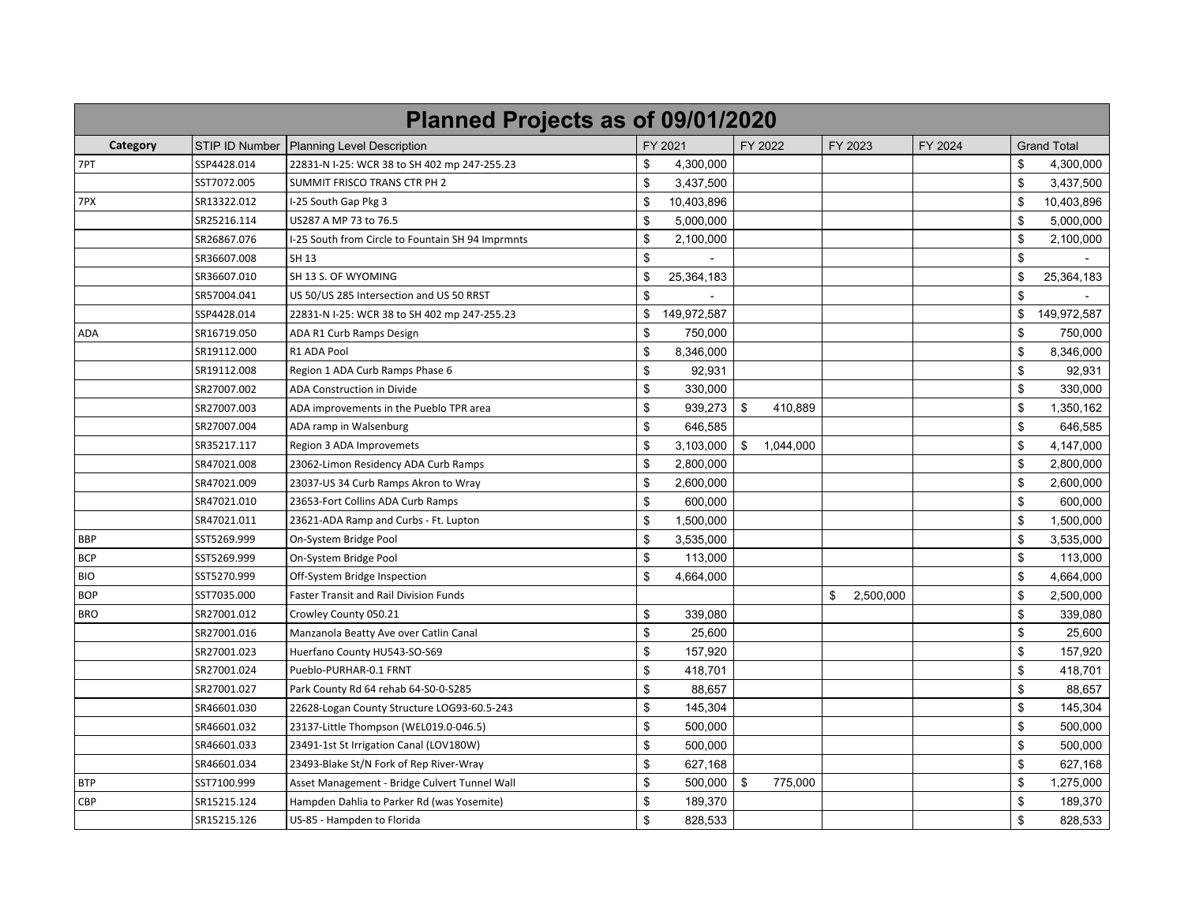# Planned Projects as of 09/01/2020

| Category | STIP ID Number | Planning Level Description | FY 2021 | FY 2022 | FY 2023 | FY 2024 | Grand Total |
|---|---|---|---|---|---|---|---|
| 7PT | SSP4428.014 | 22831-N I-25: WCR 38 to SH 402 mp 247-255.23 | $ 4,300,000 | | | | $ 4,300,000 |
| | SST7072.005 | SUMMIT FRISCO TRANS CTR PH 2 | $ 3,437,500 | | | | $ 3,437,500 |
| 7PX | SR13322.012 | I-25 South Gap Pkg 3 | $ 10,403,896 | | | | $ 10,403,896 |
| | SR25216.114 | US287 A MP 73 to 76.5 | $ 5,000,000 | | | | $ 5,000,000 |
| | SR26867.076 | I-25 South from Circle to Fountain SH 94 Imprmnts | $ 2,100,000 | | | | $ 2,100,000 |
| | SR36607.008 | SH 13 | $ - | | | | $ - |
| | SR36607.010 | SH 13 S. OF WYOMING | $ 25,364,183 | | | | $ 25,364,183 |
| | SR57004.041 | US 50/US 285 Intersection and US 50 RRST | $ - | | | | $ - |
| | SSP4428.014 | 22831-N I-25: WCR 38 to SH 402 mp 247-255.23 | $ 149,972,587 | | | | $ 149,972,587 |
| ADA | SR16719.050 | ADA R1 Curb Ramps Design | $ 750,000 | | | | $ 750,000 |
| | SR19112.000 | R1 ADA Pool | $ 8,346,000 | | | | $ 8,346,000 |
| | SR19112.008 | Region 1 ADA Curb Ramps Phase 6 | $ 92,931 | | | | $ 92,931 |
| | SR27007.002 | ADA Construction in Divide | $ 330,000 | | | | $ 330,000 |
| | SR27007.003 | ADA improvements in the Pueblo TPR area | $ 939,273 | $ 410,889 | | | $ 1,350,162 |
| | SR27007.004 | ADA ramp in Walsenburg | $ 646,585 | | | | $ 646,585 |
| | SR35217.117 | Region 3 ADA Improvemets | $ 3,103,000 | $ 1,044,000 | | | $ 4,147,000 |
| | SR47021.008 | 23062-Limon Residency ADA Curb Ramps | $ 2,800,000 | | | | $ 2,800,000 |
| | SR47021.009 | 23037-US 34 Curb Ramps Akron to Wray | $ 2,600,000 | | | | $ 2,600,000 |
| | SR47021.010 | 23653-Fort Collins ADA Curb Ramps | $ 600,000 | | | | $ 600,000 |
| | SR47021.011 | 23621-ADA Ramp and Curbs - Ft. Lupton | $ 1,500,000 | | | | $ 1,500,000 |
| BBP | SST5269.999 | On-System Bridge Pool | $ 3,535,000 | | | | $ 3,535,000 |
| BCP | SST5269.999 | On-System Bridge Pool | $ 113,000 | | | | $ 113,000 |
| BIO | SST5270.999 | Off-System Bridge Inspection | $ 4,664,000 | | | | $ 4,664,000 |
| BOP | SST7035.000 | Faster Transit and Rail Division Funds | | | $ 2,500,000 | | $ 2,500,000 |
| BRO | SR27001.012 | Crowley County 050.21 | $ 339,080 | | | | $ 339,080 |
| | SR27001.016 | Manzanola Beatty Ave over Catlin Canal | $ 25,600 | | | | $ 25,600 |
| | SR27001.023 | Huerfano County HU543-SO-S69 | $ 157,920 | | | | $ 157,920 |
| | SR27001.024 | Pueblo-PURHAR-0.1 FRNT | $ 418,701 | | | | $ 418,701 |
| | SR27001.027 | Park County Rd 64 rehab 64-S0-0-S285 | $ 88,657 | | | | $ 88,657 |
| | SR46601.030 | 22628-Logan County Structure LOG93-60.5-243 | $ 145,304 | | | | $ 145,304 |
| | SR46601.032 | 23137-Little Thompson (WEL019.0-046.5) | $ 500,000 | | | | $ 500,000 |
| | SR46601.033 | 23491-1st St Irrigation Canal (LOV180W) | $ 500,000 | | | | $ 500,000 |
| | SR46601.034 | 23493-Blake St/N Fork of Rep River-Wray | $ 627,168 | | | | $ 627,168 |
| BTP | SST7100.999 | Asset Management - Bridge Culvert Tunnel Wall | $ 500,000 | $ 775,000 | | | $ 1,275,000 |
| CBP | SR15215.124 | Hampden Dahlia to Parker Rd (was Yosemite) | $ 189,370 | | | | $ 189,370 |
| | SR15215.126 | US-85 - Hampden to Florida | $ 828,533 | | | | $ 828,533 |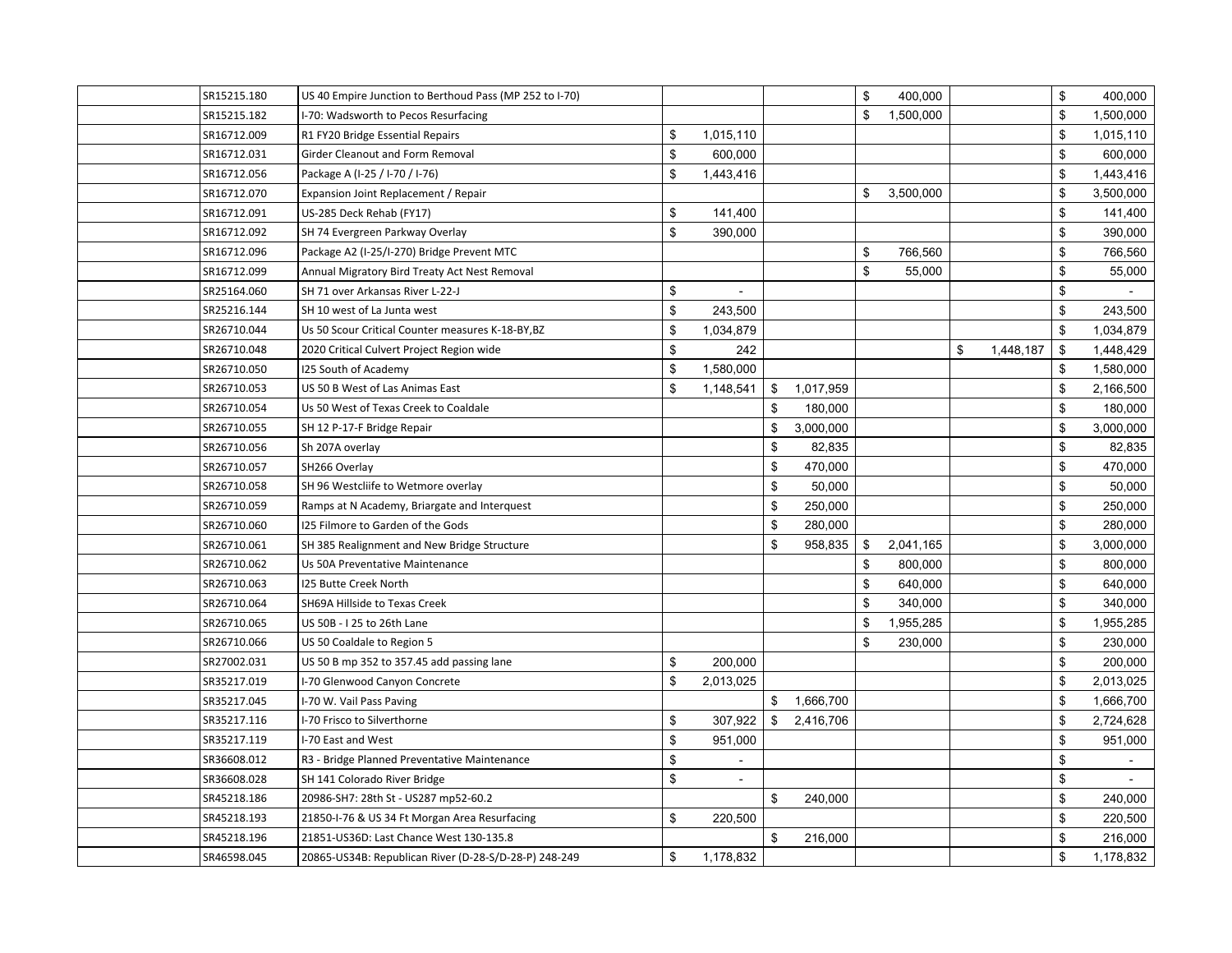| | | | | | | | |
|---|---|---|---|---|---|---|---|
| | SR15215.180 | US 40 Empire Junction to Berthoud Pass (MP 252 to I-70) | | | $ 400,000 | | $ 400,000 |
| | SR15215.182 | I-70: Wadsworth to Pecos Resurfacing | | | $ 1,500,000 | | $ 1,500,000 |
| | SR16712.009 | R1 FY20 Bridge Essential Repairs | $ 1,015,110 | | | | $ 1,015,110 |
| | SR16712.031 | Girder Cleanout and Form Removal | $ 600,000 | | | | $ 600,000 |
| | SR16712.056 | Package A (I-25 / I-70 / I-76) | $ 1,443,416 | | | | $ 1,443,416 |
| | SR16712.070 | Expansion Joint Replacement / Repair | | | $ 3,500,000 | | $ 3,500,000 |
| | SR16712.091 | US-285 Deck Rehab (FY17) | $ 141,400 | | | | $ 141,400 |
| | SR16712.092 | SH 74 Evergreen Parkway Overlay | $ 390,000 | | | | $ 390,000 |
| | SR16712.096 | Package A2 (I-25/I-270) Bridge Prevent MTC | | | $ 766,560 | | $ 766,560 |
| | SR16712.099 | Annual Migratory Bird Treaty Act Nest Removal | | | $ 55,000 | | $ 55,000 |
| | SR25164.060 | SH 71 over Arkansas River L-22-J | $ - | | | | $ - |
| | SR25216.144 | SH 10 west of La Junta west | $ 243,500 | | | | $ 243,500 |
| | SR26710.044 | Us 50 Scour Critical Counter measures K-18-BY,BZ | $ 1,034,879 | | | | $ 1,034,879 |
| | SR26710.048 | 2020 Critical Culvert Project Region wide | $ 242 | | | $ 1,448,187 | $ 1,448,429 |
| | SR26710.050 | I25 South of Academy | $ 1,580,000 | | | | $ 1,580,000 |
| | SR26710.053 | US 50 B West of Las Animas East | $ 1,148,541 | $ 1,017,959 | | | $ 2,166,500 |
| | SR26710.054 | Us 50 West of Texas Creek to Coaldale | | $ 180,000 | | | $ 180,000 |
| | SR26710.055 | SH 12 P-17-F Bridge Repair | | $ 3,000,000 | | | $ 3,000,000 |
| | SR26710.056 | Sh 207A overlay | | $ 82,835 | | | $ 82,835 |
| | SR26710.057 | SH266 Overlay | | $ 470,000 | | | $ 470,000 |
| | SR26710.058 | SH 96 Westcliife to Wetmore overlay | | $ 50,000 | | | $ 50,000 |
| | SR26710.059 | Ramps at N Academy, Briargate and Interquest | | $ 250,000 | | | $ 250,000 |
| | SR26710.060 | I25 Filmore to Garden of the Gods | | $ 280,000 | | | $ 280,000 |
| | SR26710.061 | SH 385 Realignment and New Bridge Structure | | $ 958,835 | $ 2,041,165 | | $ 3,000,000 |
| | SR26710.062 | Us 50A Preventative Maintenance | | | $ 800,000 | | $ 800,000 |
| | SR26710.063 | I25 Butte Creek North | | | $ 640,000 | | $ 640,000 |
| | SR26710.064 | SH69A Hillside to Texas Creek | | | $ 340,000 | | $ 340,000 |
| | SR26710.065 | US 50B - I 25 to 26th Lane | | | $ 1,955,285 | | $ 1,955,285 |
| | SR26710.066 | US 50 Coaldale to Region 5 | | | $ 230,000 | | $ 230,000 |
| | SR27002.031 | US 50 B mp 352 to 357.45 add passing lane | $ 200,000 | | | | $ 200,000 |
| | SR35217.019 | I-70 Glenwood Canyon Concrete | $ 2,013,025 | | | | $ 2,013,025 |
| | SR35217.045 | I-70 W. Vail Pass Paving | | $ 1,666,700 | | | $ 1,666,700 |
| | SR35217.116 | I-70 Frisco to Silverthorne | $ 307,922 | $ 2,416,706 | | | $ 2,724,628 |
| | SR35217.119 | I-70 East and West | $ 951,000 | | | | $ 951,000 |
| | SR36608.012 | R3 - Bridge Planned Preventative Maintenance | $ - | | | | $ - |
| | SR36608.028 | SH 141 Colorado River Bridge | $ - | | | | $ - |
| | SR45218.186 | 20986-SH7: 28th St - US287 mp52-60.2 | | $ 240,000 | | | $ 240,000 |
| | SR45218.193 | 21850-I-76 & US 34 Ft Morgan Area Resurfacing | $ 220,500 | | | | $ 220,500 |
| | SR45218.196 | 21851-US36D: Last Chance West 130-135.8 | | $ 216,000 | | | $ 216,000 |
| | SR46598.045 | 20865-US34B: Republican River (D-28-S/D-28-P) 248-249 | $ 1,178,832 | | | | $ 1,178,832 |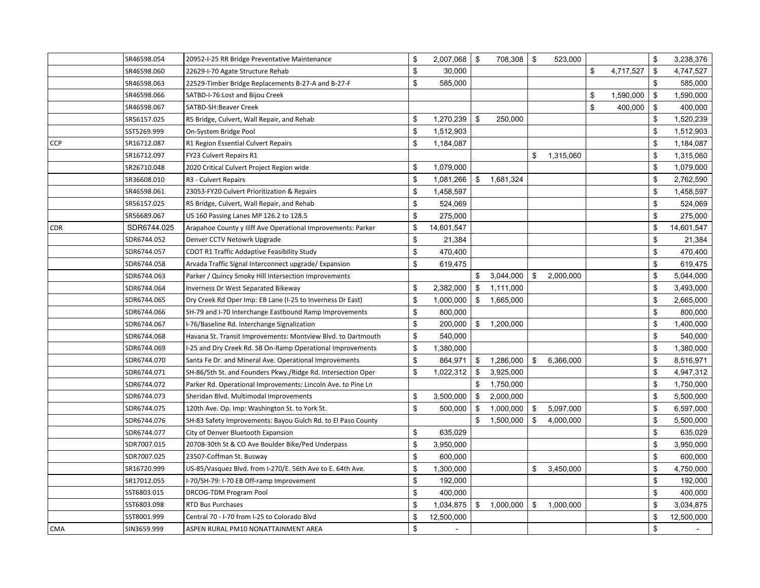| | | | | | | | |
|---|---|---|---|---|---|---|---|
| | SR46598.054 | 20952-I-25 RR Bridge Preventative Maintenance | $ 2,007,068 | $ 708,308 | $ 523,000 | | $ 3,238,376 |
| | SR46598.060 | 22629-I-70 Agate Structure Rehab | $ 30,000 | | | $ 4,717,527 | $ 4,747,527 |
| | SR46598.063 | 22529-Timber Bridge Replacements B-27-A and B-27-F | $ 585,000 | | | | $ 585,000 |
| | SR46598.066 | SATBD-I-76:Lost and Bijou Creek | | | | $ 1,590,000 | $ 1,590,000 |
| | SR46598.067 | SATBD-SH:Beaver Creek | | | | $ 400,000 | $ 400,000 |
| | SR56157.025 | R5 Bridge, Culvert, Wall Repair, and Rehab | $ 1,270,239 | $ 250,000 | | | $ 1,520,239 |
| | SST5269.999 | On-System Bridge Pool | $ 1,512,903 | | | | $ 1,512,903 |
| CCP | SR16712.087 | R1 Region Essential Culvert Repairs | $ 1,184,087 | | | | $ 1,184,087 |
| | SR16712.097 | FY23 Culvert Repairs R1 | | | $ 1,315,060 | | $ 1,315,060 |
| | SR26710.048 | 2020 Critical Culvert Project Region wide | $ 1,079,000 | | | | $ 1,079,000 |
| | SR36608.010 | R3 - Culvert Repairs | $ 1,081,266 | $ 1,681,324 | | | $ 2,762,590 |
| | SR46598.061 | 23053-FY20 Culvert Prioritization & Repairs | $ 1,458,597 | | | | $ 1,458,597 |
| | SR56157.025 | R5 Bridge, Culvert, Wall Repair, and Rehab | $ 524,069 | | | | $ 524,069 |
| | SR56689.067 | US 160 Passing Lanes MP 126.2 to 128.5 | $ 275,000 | | | | $ 275,000 |
| CDR | SDR6744.025 | Arapahoe County y Iliff Ave Operational Improvements: Parker | $ 14,601,547 | | | | $ 14,601,547 |
| | SDR6744.052 | Denver CCTV Netowrk Upgrade | $ 21,384 | | | | $ 21,384 |
| | SDR6744.057 | CDOT R1 Traffic Addaptive Feasibility Study | $ 470,400 | | | | $ 470,400 |
| | SDR6744.058 | Arvada Traffic Signal Interconnect upgrade/ Expansion | $ 619,475 | | | | $ 619,475 |
| | SDR6744.063 | Parker / Quincy Smoky Hill Intersection Improvements | | $ 3,044,000 | $ 2,000,000 | | $ 5,044,000 |
| | SDR6744.064 | Inverness Dr West Separated Bikeway | $ 2,382,000 | $ 1,111,000 | | | $ 3,493,000 |
| | SDR6744.065 | Dry Creek Rd Oper Imp: EB Lane (I-25 to Inverness Dr East) | $ 1,000,000 | $ 1,665,000 | | | $ 2,665,000 |
| | SDR6744.066 | SH-79 and I-70 Interchange Eastbound Ramp Improvements | $ 800,000 | | | | $ 800,000 |
| | SDR6744.067 | I-76/Baseline Rd. Interchange Signalization | $ 200,000 | $ 1,200,000 | | | $ 1,400,000 |
| | SDR6744.068 | Havana St. Transit Improvements: Montview Blvd. to Dartmouth | $ 540,000 | | | | $ 540,000 |
| | SDR6744.069 | I-25 and Dry Creek Rd. SB On-Ramp Operational Improvements | $ 1,380,000 | | | | $ 1,380,000 |
| | SDR6744.070 | Santa Fe Dr. and Mineral Ave. Operational Improvements | $ 864,971 | $ 1,286,000 | $ 6,366,000 | | $ 8,516,971 |
| | SDR6744.071 | SH-86/5th St. and Founders Pkwy./Ridge Rd. Intersection Oper | $ 1,022,312 | $ 3,925,000 | | | $ 4,947,312 |
| | SDR6744.072 | Parker Rd. Operational Improvements: Lincoln Ave. to Pine Ln | | $ 1,750,000 | | | $ 1,750,000 |
| | SDR6744.073 | Sheridan Blvd. Multimodal Improvements | $ 3,500,000 | $ 2,000,000 | | | $ 5,500,000 |
| | SDR6744.075 | 120th Ave. Op. Imp: Washington St. to York St. | $ 500,000 | $ 1,000,000 | $ 5,097,000 | | $ 6,597,000 |
| | SDR6744.076 | SH-83 Safety Improvements: Bayou Gulch Rd. to El Paso County | | $ 1,500,000 | $ 4,000,000 | | $ 5,500,000 |
| | SDR6744.077 | City of Denver Bluetooth Expansion | $ 635,029 | | | | $ 635,029 |
| | SDR7007.015 | 20708-30th St & CO Ave Boulder Bike/Ped Underpass | $ 3,950,000 | | | | $ 3,950,000 |
| | SDR7007.025 | 23507-Coffman St. Busway | $ 600,000 | | | | $ 600,000 |
| | SR16720.999 | US-85/Vasquez Blvd. from I-270/E. 56th Ave to E. 64th Ave. | $ 1,300,000 | | $ 3,450,000 | | $ 4,750,000 |
| | SR17012.055 | I-70/SH-79: I-70 EB Off-ramp Improvement | $ 192,000 | | | | $ 192,000 |
| | SST6803.015 | DRCOG-TDM Program Pool | $ 400,000 | | | | $ 400,000 |
| | SST6803.098 | RTD Bus Purchases | $ 1,034,875 | $ 1,000,000 | $ 1,000,000 | | $ 3,034,875 |
| | SST8001.999 | Central 70 - I-70 from I-25 to Colorado Blvd | $ 12,500,000 | | | | $ 12,500,000 |
| CMA | SIN3659.999 | ASPEN RURAL PM10 NONATTAINMENT AREA | $ - | | | | $ - |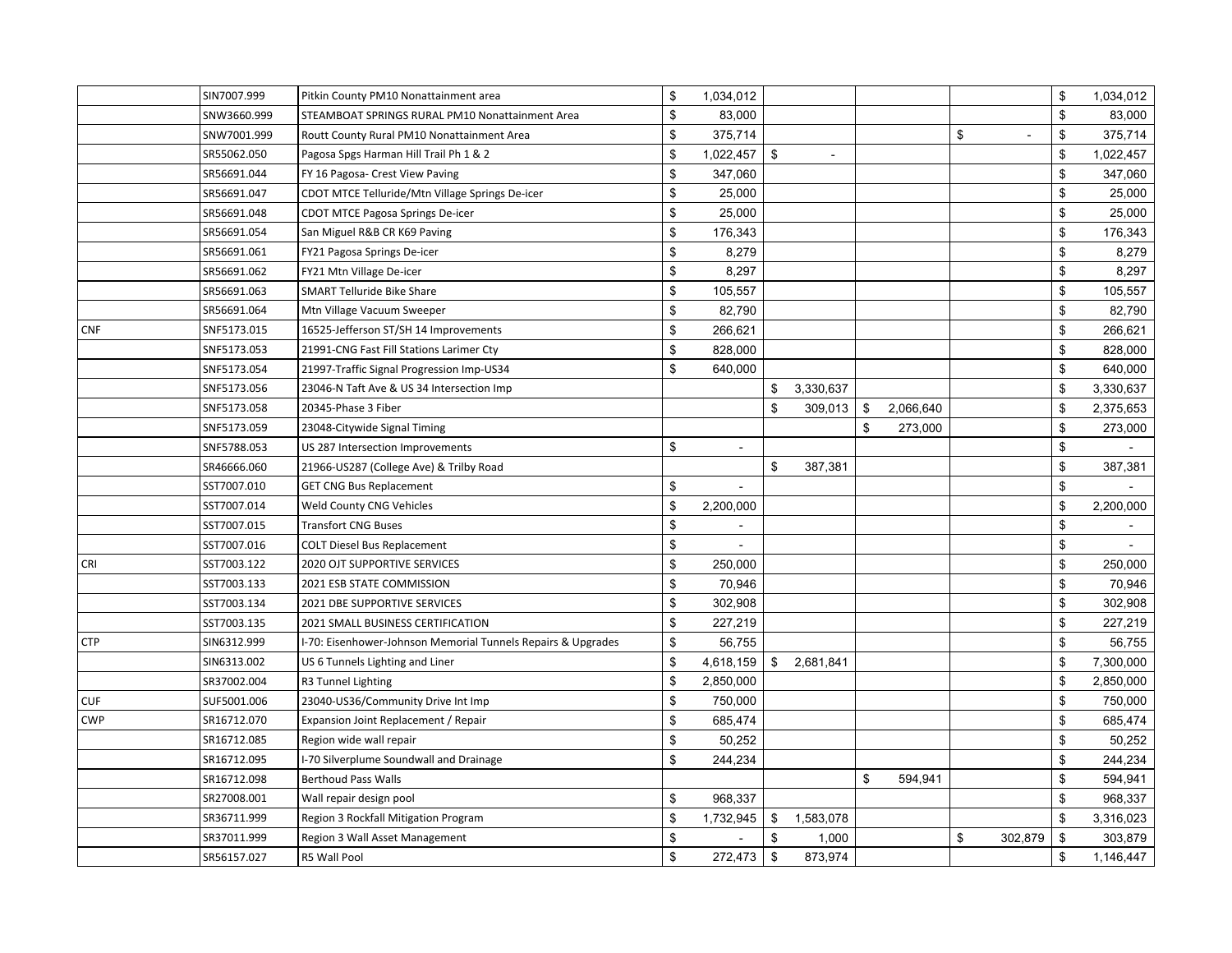|  |  |  |  |  |  |  |  |
|---|---|---|---|---|---|---|---|
|  | SIN7007.999 | Pitkin County PM10 Nonattainment area | $ 1,034,012 |  |  |  | $ 1,034,012 |
|  | SNW3660.999 | STEAMBOAT SPRINGS RURAL PM10 Nonattainment Area | $ 83,000 |  |  |  | $ 83,000 |
|  | SNW7001.999 | Routt County Rural PM10 Nonattainment Area | $ 375,714 |  |  | $ - | $ 375,714 |
|  | SR55062.050 | Pagosa Spgs Harman Hill Trail Ph 1 & 2 | $ 1,022,457 | $ - |  |  | $ 1,022,457 |
|  | SR56691.044 | FY 16 Pagosa- Crest View Paving | $ 347,060 |  |  |  | $ 347,060 |
|  | SR56691.047 | CDOT MTCE Telluride/Mtn Village Springs De-icer | $ 25,000 |  |  |  | $ 25,000 |
|  | SR56691.048 | CDOT MTCE Pagosa Springs De-icer | $ 25,000 |  |  |  | $ 25,000 |
|  | SR56691.054 | San Miguel R&B CR K69 Paving | $ 176,343 |  |  |  | $ 176,343 |
|  | SR56691.061 | FY21 Pagosa Springs De-icer | $ 8,279 |  |  |  | $ 8,279 |
|  | SR56691.062 | FY21 Mtn Village De-icer | $ 8,297 |  |  |  | $ 8,297 |
|  | SR56691.063 | SMART Telluride Bike Share | $ 105,557 |  |  |  | $ 105,557 |
|  | SR56691.064 | Mtn Village Vacuum Sweeper | $ 82,790 |  |  |  | $ 82,790 |
| CNF | SNF5173.015 | 16525-Jefferson ST/SH 14 Improvements | $ 266,621 |  |  |  | $ 266,621 |
|  | SNF5173.053 | 21991-CNG Fast Fill Stations Larimer Cty | $ 828,000 |  |  |  | $ 828,000 |
|  | SNF5173.054 | 21997-Traffic Signal Progression Imp-US34 | $ 640,000 |  |  |  | $ 640,000 |
|  | SNF5173.056 | 23046-N Taft Ave & US 34 Intersection Imp |  | $ 3,330,637 |  |  | $ 3,330,637 |
|  | SNF5173.058 | 20345-Phase 3 Fiber |  | $ 309,013 | $ 2,066,640 |  | $ 2,375,653 |
|  | SNF5173.059 | 23048-Citywide Signal Timing |  |  | $ 273,000 |  | $ 273,000 |
|  | SNF5788.053 | US 287 Intersection Improvements | $ - |  |  |  | $ - |
|  | SR46666.060 | 21966-US287 (College Ave) & Trilby Road |  | $ 387,381 |  |  | $ 387,381 |
|  | SST7007.010 | GET CNG Bus Replacement | $ - |  |  |  | $ - |
|  | SST7007.014 | Weld County CNG Vehicles | $ 2,200,000 |  |  |  | $ 2,200,000 |
|  | SST7007.015 | Transfort CNG Buses | $ - |  |  |  | $ - |
|  | SST7007.016 | COLT Diesel Bus Replacement | $ - |  |  |  | $ - |
| CRI | SST7003.122 | 2020 OJT SUPPORTIVE SERVICES | $ 250,000 |  |  |  | $ 250,000 |
|  | SST7003.133 | 2021 ESB STATE COMMISSION | $ 70,946 |  |  |  | $ 70,946 |
|  | SST7003.134 | 2021 DBE SUPPORTIVE SERVICES | $ 302,908 |  |  |  | $ 302,908 |
|  | SST7003.135 | 2021 SMALL BUSINESS CERTIFICATION | $ 227,219 |  |  |  | $ 227,219 |
| CTP | SIN6312.999 | I-70: Eisenhower-Johnson Memorial Tunnels Repairs & Upgrades | $ 56,755 |  |  |  | $ 56,755 |
|  | SIN6313.002 | US 6 Tunnels Lighting and Liner | $ 4,618,159 | $ 2,681,841 |  |  | $ 7,300,000 |
|  | SR37002.004 | R3 Tunnel Lighting | $ 2,850,000 |  |  |  | $ 2,850,000 |
| CUF | SUF5001.006 | 23040-US36/Community Drive Int Imp | $ 750,000 |  |  |  | $ 750,000 |
| CWP | SR16712.070 | Expansion Joint Replacement / Repair | $ 685,474 |  |  |  | $ 685,474 |
|  | SR16712.085 | Region wide wall repair | $ 50,252 |  |  |  | $ 50,252 |
|  | SR16712.095 | I-70 Silverplume Soundwall and Drainage | $ 244,234 |  |  |  | $ 244,234 |
|  | SR16712.098 | Berthoud Pass Walls |  |  | $ 594,941 |  | $ 594,941 |
|  | SR27008.001 | Wall repair design pool | $ 968,337 |  |  |  | $ 968,337 |
|  | SR36711.999 | Region 3 Rockfall Mitigation Program | $ 1,732,945 | $ 1,583,078 |  |  | $ 3,316,023 |
|  | SR37011.999 | Region 3 Wall Asset Management | $ - | $ 1,000 |  | $ 302,879 | $ 303,879 |
|  | SR56157.027 | R5 Wall Pool | $ 272,473 | $ 873,974 |  |  | $ 1,146,447 |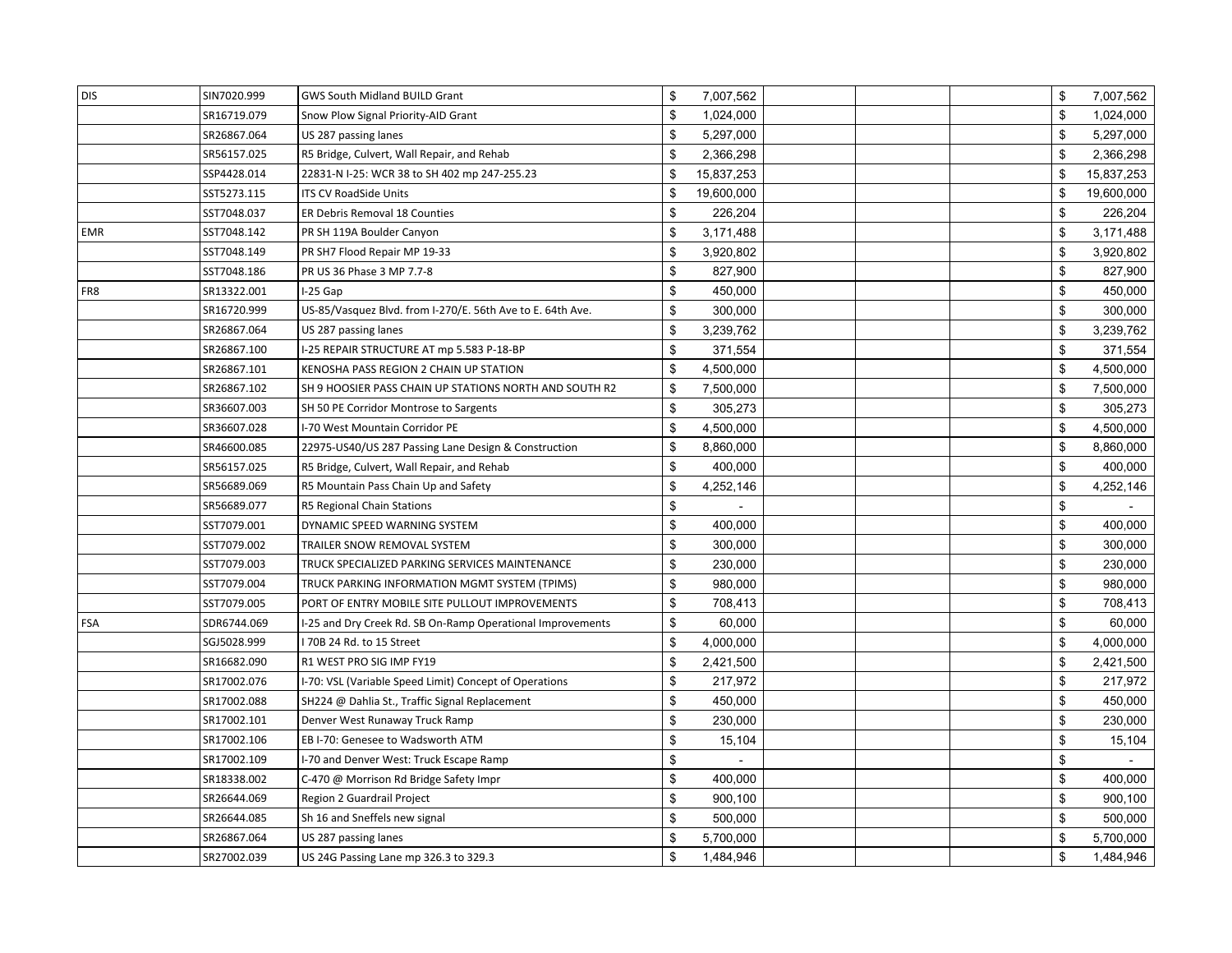| | | | | | | | |
|---|---|---|---|---|---|---|---|
| DIS | SIN7020.999 | GWS South Midland BUILD Grant | $ 7,007,562 | | | | $ 7,007,562 |
| | SR16719.079 | Snow Plow Signal Priority-AID Grant | $ 1,024,000 | | | | $ 1,024,000 |
| | SR26867.064 | US 287 passing lanes | $ 5,297,000 | | | | $ 5,297,000 |
| | SR56157.025 | R5 Bridge, Culvert, Wall Repair, and Rehab | $ 2,366,298 | | | | $ 2,366,298 |
| | SSP4428.014 | 22831-N I-25: WCR 38 to SH 402 mp 247-255.23 | $ 15,837,253 | | | | $ 15,837,253 |
| | SST5273.115 | ITS CV RoadSide Units | $ 19,600,000 | | | | $ 19,600,000 |
| | SST7048.037 | ER Debris Removal 18 Counties | $ 226,204 | | | | $ 226,204 |
| EMR | SST7048.142 | PR SH 119A Boulder Canyon | $ 3,171,488 | | | | $ 3,171,488 |
| | SST7048.149 | PR SH7 Flood Repair MP 19-33 | $ 3,920,802 | | | | $ 3,920,802 |
| | SST7048.186 | PR US 36 Phase 3 MP 7.7-8 | $ 827,900 | | | | $ 827,900 |
| FR8 | SR13322.001 | I-25 Gap | $ 450,000 | | | | $ 450,000 |
| | SR16720.999 | US-85/Vasquez Blvd. from I-270/E. 56th Ave to E. 64th Ave. | $ 300,000 | | | | $ 300,000 |
| | SR26867.064 | US 287 passing lanes | $ 3,239,762 | | | | $ 3,239,762 |
| | SR26867.100 | I-25 REPAIR STRUCTURE AT mp 5.583 P-18-BP | $ 371,554 | | | | $ 371,554 |
| | SR26867.101 | KENOSHA PASS REGION 2 CHAIN UP STATION | $ 4,500,000 | | | | $ 4,500,000 |
| | SR26867.102 | SH 9 HOOSIER PASS CHAIN UP STATIONS NORTH AND SOUTH R2 | $ 7,500,000 | | | | $ 7,500,000 |
| | SR36607.003 | SH 50 PE Corridor Montrose to Sargents | $ 305,273 | | | | $ 305,273 |
| | SR36607.028 | I-70 West Mountain Corridor PE | $ 4,500,000 | | | | $ 4,500,000 |
| | SR46600.085 | 22975-US40/US 287 Passing Lane Design & Construction | $ 8,860,000 | | | | $ 8,860,000 |
| | SR56157.025 | R5 Bridge, Culvert, Wall Repair, and Rehab | $ 400,000 | | | | $ 400,000 |
| | SR56689.069 | R5 Mountain Pass Chain Up and Safety | $ 4,252,146 | | | | $ 4,252,146 |
| | SR56689.077 | R5 Regional Chain Stations | $ - | | | | $ - |
| | SST7079.001 | DYNAMIC SPEED WARNING SYSTEM | $ 400,000 | | | | $ 400,000 |
| | SST7079.002 | TRAILER SNOW REMOVAL SYSTEM | $ 300,000 | | | | $ 300,000 |
| | SST7079.003 | TRUCK SPECIALIZED PARKING SERVICES MAINTENANCE | $ 230,000 | | | | $ 230,000 |
| | SST7079.004 | TRUCK PARKING INFORMATION MGMT SYSTEM (TPIMS) | $ 980,000 | | | | $ 980,000 |
| | SST7079.005 | PORT OF ENTRY MOBILE SITE PULLOUT IMPROVEMENTS | $ 708,413 | | | | $ 708,413 |
| FSA | SDR6744.069 | I-25 and Dry Creek Rd. SB On-Ramp Operational Improvements | $ 60,000 | | | | $ 60,000 |
| | SGJ5028.999 | I 70B 24 Rd. to 15 Street | $ 4,000,000 | | | | $ 4,000,000 |
| | SR16682.090 | R1 WEST PRO SIG IMP FY19 | $ 2,421,500 | | | | $ 2,421,500 |
| | SR17002.076 | I-70: VSL (Variable Speed Limit) Concept of Operations | $ 217,972 | | | | $ 217,972 |
| | SR17002.088 | SH224 @ Dahlia St., Traffic Signal Replacement | $ 450,000 | | | | $ 450,000 |
| | SR17002.101 | Denver West Runaway Truck Ramp | $ 230,000 | | | | $ 230,000 |
| | SR17002.106 | EB I-70: Genesee to Wadsworth ATM | $ 15,104 | | | | $ 15,104 |
| | SR17002.109 | I-70 and Denver West: Truck Escape Ramp | $ - | | | | $ - |
| | SR18338.002 | C-470 @ Morrison Rd Bridge Safety Impr | $ 400,000 | | | | $ 400,000 |
| | SR26644.069 | Region 2 Guardrail Project | $ 900,100 | | | | $ 900,100 |
| | SR26644.085 | Sh 16 and Sneffels new signal | $ 500,000 | | | | $ 500,000 |
| | SR26867.064 | US 287 passing lanes | $ 5,700,000 | | | | $ 5,700,000 |
| | SR27002.039 | US 24G Passing Lane mp 326.3 to 329.3 | $ 1,484,946 | | | | $ 1,484,946 |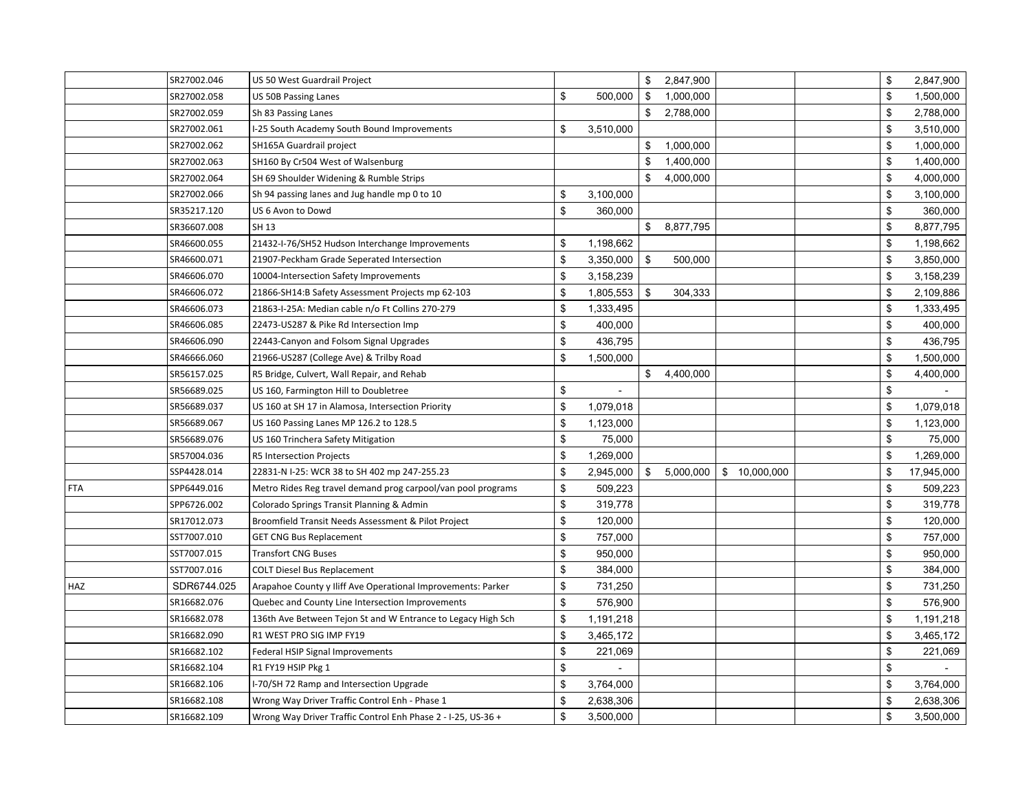| | | | | | | | |
|---|---|---|---|---|---|---|---|
| | SR27002.046 | US 50 West Guardrail Project | | $ 2,847,900 | | | $ 2,847,900 |
| | SR27002.058 | US 50B Passing Lanes | $ 500,000 | $ 1,000,000 | | | $ 1,500,000 |
| | SR27002.059 | Sh 83 Passing Lanes | | $ 2,788,000 | | | $ 2,788,000 |
| | SR27002.061 | I-25 South Academy South Bound Improvements | $ 3,510,000 | | | | $ 3,510,000 |
| | SR27002.062 | SH165A Guardrail project | | $ 1,000,000 | | | $ 1,000,000 |
| | SR27002.063 | SH160 By Cr504 West of Walsenburg | | $ 1,400,000 | | | $ 1,400,000 |
| | SR27002.064 | SH 69 Shoulder Widening & Rumble Strips | | $ 4,000,000 | | | $ 4,000,000 |
| | SR27002.066 | Sh 94 passing lanes and Jug handle mp 0 to 10 | $ 3,100,000 | | | | $ 3,100,000 |
| | SR35217.120 | US 6 Avon to Dowd | $ 360,000 | | | | $ 360,000 |
| | SR36607.008 | SH 13 | | $ 8,877,795 | | | $ 8,877,795 |
| | SR46600.055 | 21432-I-76/SH52 Hudson Interchange Improvements | $ 1,198,662 | | | | $ 1,198,662 |
| | SR46600.071 | 21907-Peckham Grade Seperated Intersection | $ 3,350,000 | $ 500,000 | | | $ 3,850,000 |
| | SR46606.070 | 10004-Intersection Safety Improvements | $ 3,158,239 | | | | $ 3,158,239 |
| | SR46606.072 | 21866-SH14:B Safety Assessment Projects mp 62-103 | $ 1,805,553 | $ 304,333 | | | $ 2,109,886 |
| | SR46606.073 | 21863-I-25A: Median cable n/o Ft Collins 270-279 | $ 1,333,495 | | | | $ 1,333,495 |
| | SR46606.085 | 22473-US287 & Pike Rd Intersection Imp | $ 400,000 | | | | $ 400,000 |
| | SR46606.090 | 22443-Canyon and Folsom Signal Upgrades | $ 436,795 | | | | $ 436,795 |
| | SR46666.060 | 21966-US287 (College Ave) & Trilby Road | $ 1,500,000 | | | | $ 1,500,000 |
| | SR56157.025 | R5 Bridge, Culvert, Wall Repair, and Rehab | | $ 4,400,000 | | | $ 4,400,000 |
| | SR56689.025 | US 160, Farmington Hill to Doubletree | $ - | | | | $ - |
| | SR56689.037 | US 160 at SH 17 in Alamosa, Intersection Priority | $ 1,079,018 | | | | $ 1,079,018 |
| | SR56689.067 | US 160 Passing Lanes MP 126.2 to 128.5 | $ 1,123,000 | | | | $ 1,123,000 |
| | SR56689.076 | US 160 Trinchera Safety Mitigation | $ 75,000 | | | | $ 75,000 |
| | SR57004.036 | R5 Intersection Projects | $ 1,269,000 | | | | $ 1,269,000 |
| | SSP4428.014 | 22831-N I-25: WCR 38 to SH 402 mp 247-255.23 | $ 2,945,000 | $ 5,000,000 | $ 10,000,000 | | $ 17,945,000 |
| FTA | SPP6449.016 | Metro Rides Reg travel demand prog carpool/van pool programs | $ 509,223 | | | | $ 509,223 |
| | SPP6726.002 | Colorado Springs Transit Planning & Admin | $ 319,778 | | | | $ 319,778 |
| | SR17012.073 | Broomfield Transit Needs Assessment & Pilot Project | $ 120,000 | | | | $ 120,000 |
| | SST7007.010 | GET CNG Bus Replacement | $ 757,000 | | | | $ 757,000 |
| | SST7007.015 | Transfort CNG Buses | $ 950,000 | | | | $ 950,000 |
| | SST7007.016 | COLT Diesel Bus Replacement | $ 384,000 | | | | $ 384,000 |
| HAZ | SDR6744.025 | Arapahoe County y Iliff Ave Operational Improvements: Parker | $ 731,250 | | | | $ 731,250 |
| | SR16682.076 | Quebec and County Line Intersection Improvements | $ 576,900 | | | | $ 576,900 |
| | SR16682.078 | 136th Ave Between Tejon St and W Entrance to Legacy High Sch | $ 1,191,218 | | | | $ 1,191,218 |
| | SR16682.090 | R1 WEST PRO SIG IMP FY19 | $ 3,465,172 | | | | $ 3,465,172 |
| | SR16682.102 | Federal HSIP Signal Improvements | $ 221,069 | | | | $ 221,069 |
| | SR16682.104 | R1 FY19 HSIP Pkg 1 | $ - | | | | $ - |
| | SR16682.106 | I-70/SH 72 Ramp and Intersection Upgrade | $ 3,764,000 | | | | $ 3,764,000 |
| | SR16682.108 | Wrong Way Driver Traffic Control Enh - Phase 1 | $ 2,638,306 | | | | $ 2,638,306 |
| | SR16682.109 | Wrong Way Driver Traffic Control Enh Phase 2 - I-25, US-36 + | $ 3,500,000 | | | | $ 3,500,000 |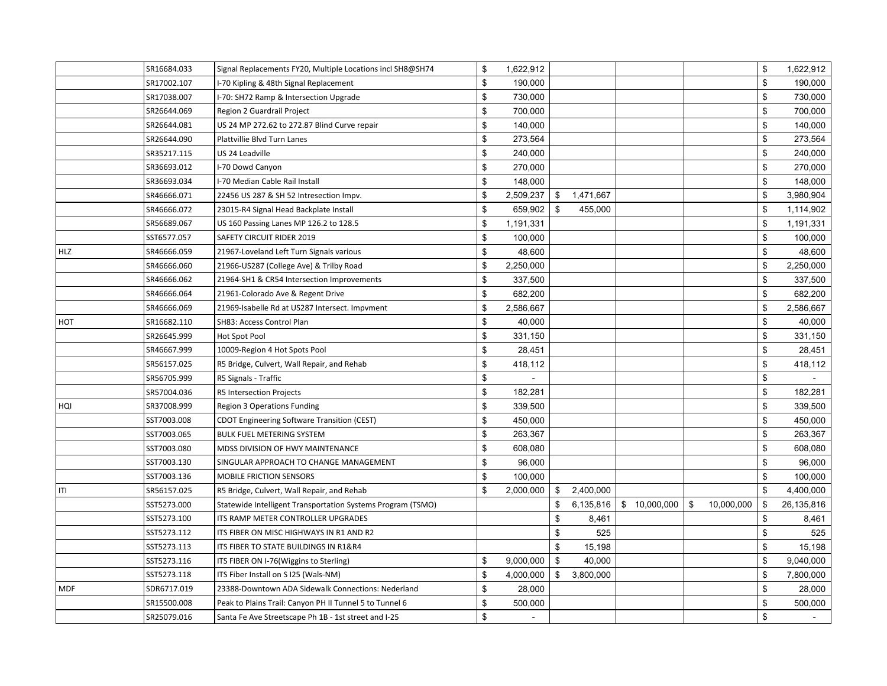| | | | | | | | |
|---|---|---|---|---|---|---|---|
| | SR16684.033 | Signal Replacements FY20, Multiple Locations incl SH8@SH74 | $ 1,622,912 | | | | $ 1,622,912 |
| | SR17002.107 | I-70 Kipling & 48th Signal Replacement | $ 190,000 | | | | $ 190,000 |
| | SR17038.007 | I-70: SH72 Ramp & Intersection Upgrade | $ 730,000 | | | | $ 730,000 |
| | SR26644.069 | Region 2 Guardrail Project | $ 700,000 | | | | $ 700,000 |
| | SR26644.081 | US 24 MP 272.62 to 272.87 Blind Curve repair | $ 140,000 | | | | $ 140,000 |
| | SR26644.090 | Plattvillie Blvd Turn Lanes | $ 273,564 | | | | $ 273,564 |
| | SR35217.115 | US 24 Leadville | $ 240,000 | | | | $ 240,000 |
| | SR36693.012 | I-70 Dowd Canyon | $ 270,000 | | | | $ 270,000 |
| | SR36693.034 | I-70 Median Cable Rail Install | $ 148,000 | | | | $ 148,000 |
| | SR46666.071 | 22456 US 287 & SH 52 Intresection Impv. | $ 2,509,237 | $ 1,471,667 | | | $ 3,980,904 |
| | SR46666.072 | 23015-R4 Signal Head Backplate Install | $ 659,902 | $ 455,000 | | | $ 1,114,902 |
| | SR56689.067 | US 160 Passing Lanes MP 126.2 to 128.5 | $ 1,191,331 | | | | $ 1,191,331 |
| | SST6577.057 | SAFETY CIRCUIT RIDER 2019 | $ 100,000 | | | | $ 100,000 |
| HLZ | SR46666.059 | 21967-Loveland Left Turn Signals various | $ 48,600 | | | | $ 48,600 |
| | SR46666.060 | 21966-US287 (College Ave) & Trilby Road | $ 2,250,000 | | | | $ 2,250,000 |
| | SR46666.062 | 21964-SH1 & CR54 Intersection Improvements | $ 337,500 | | | | $ 337,500 |
| | SR46666.064 | 21961-Colorado Ave & Regent Drive | $ 682,200 | | | | $ 682,200 |
| | SR46666.069 | 21969-Isabelle Rd at US287 Intersect. Impvment | $ 2,586,667 | | | | $ 2,586,667 |
| HOT | SR16682.110 | SH83: Access Control Plan | $ 40,000 | | | | $ 40,000 |
| | SR26645.999 | Hot Spot Pool | $ 331,150 | | | | $ 331,150 |
| | SR46667.999 | 10009-Region 4 Hot Spots Pool | $ 28,451 | | | | $ 28,451 |
| | SR56157.025 | R5 Bridge, Culvert, Wall Repair, and Rehab | $ 418,112 | | | | $ 418,112 |
| | SR56705.999 | R5 Signals - Traffic | $ - | | | | $ - |
| | SR57004.036 | R5 Intersection Projects | $ 182,281 | | | | $ 182,281 |
| HQI | SR37008.999 | Region 3 Operations Funding | $ 339,500 | | | | $ 339,500 |
| | SST7003.008 | CDOT Engineering Software Transition (CEST) | $ 450,000 | | | | $ 450,000 |
| | SST7003.065 | BULK FUEL METERING SYSTEM | $ 263,367 | | | | $ 263,367 |
| | SST7003.080 | MDSS DIVISION OF HWY MAINTENANCE | $ 608,080 | | | | $ 608,080 |
| | SST7003.130 | SINGULAR APPROACH TO CHANGE MANAGEMENT | $ 96,000 | | | | $ 96,000 |
| | SST7003.136 | MOBILE FRICTION SENSORS | $ 100,000 | | | | $ 100,000 |
| ITI | SR56157.025 | R5 Bridge, Culvert, Wall Repair, and Rehab | $ 2,000,000 | $ 2,400,000 | | | $ 4,400,000 |
| | SST5273.000 | Statewide Intelligent Transportation Systems Program (TSMO) | | $ 6,135,816 | $ 10,000,000 | $ 10,000,000 | $ 26,135,816 |
| | SST5273.100 | ITS RAMP METER CONTROLLER UPGRADES | | $ 8,461 | | | $ 8,461 |
| | SST5273.112 | ITS FIBER ON MISC HIGHWAYS IN R1 AND R2 | | $ 525 | | | $ 525 |
| | SST5273.113 | ITS FIBER TO STATE BUILDINGS IN R1&R4 | | $ 15,198 | | | $ 15,198 |
| | SST5273.116 | ITS FIBER ON I-76(Wiggins to Sterling) | $ 9,000,000 | $ 40,000 | | | $ 9,040,000 |
| | SST5273.118 | ITS Fiber Install on S I25 (Wals-NM) | $ 4,000,000 | $ 3,800,000 | | | $ 7,800,000 |
| MDF | SDR6717.019 | 23388-Downtown ADA Sidewalk Connections: Nederland | $ 28,000 | | | | $ 28,000 |
| | SR15500.008 | Peak to Plains Trail: Canyon PH II Tunnel 5 to Tunnel 6 | $ 500,000 | | | | $ 500,000 |
| | SR25079.016 | Santa Fe Ave Streetscape Ph 1B - 1st street and I-25 | $ - | | | | $ - |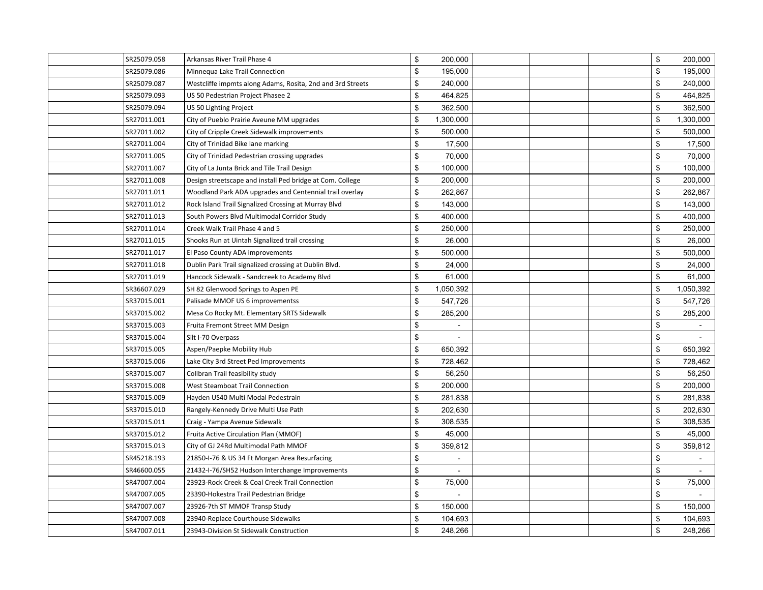| | | | | | | | |
|---|---|---|---|---|---|---|---|
| | SR25079.058 | Arkansas River Trail Phase 4 | $ 200,000 | | | | $ 200,000 |
| | SR25079.086 | Minnequa Lake Trail Connection | $ 195,000 | | | | $ 195,000 |
| | SR25079.087 | Westcliffe impmts along Adams, Rosita, 2nd and 3rd Streets | $ 240,000 | | | | $ 240,000 |
| | SR25079.093 | US 50 Pedestrian Project Phasee 2 | $ 464,825 | | | | $ 464,825 |
| | SR25079.094 | US 50 Lighting Project | $ 362,500 | | | | $ 362,500 |
| | SR27011.001 | City of Pueblo Prairie Aveune MM upgrades | $ 1,300,000 | | | | $ 1,300,000 |
| | SR27011.002 | City of Cripple Creek Sidewalk improvements | $ 500,000 | | | | $ 500,000 |
| | SR27011.004 | City of Trinidad Bike lane marking | $ 17,500 | | | | $ 17,500 |
| | SR27011.005 | City of Trinidad Pedestrian crossing upgrades | $ 70,000 | | | | $ 70,000 |
| | SR27011.007 | City of La Junta Brick and Tile Trail Design | $ 100,000 | | | | $ 100,000 |
| | SR27011.008 | Design streetscape and install Ped bridge at Com. College | $ 200,000 | | | | $ 200,000 |
| | SR27011.011 | Woodland Park ADA upgrades and Centennial trail overlay | $ 262,867 | | | | $ 262,867 |
| | SR27011.012 | Rock Island Trail Signalized Crossing at Murray Blvd | $ 143,000 | | | | $ 143,000 |
| | SR27011.013 | South Powers Blvd Multimodal Corridor Study | $ 400,000 | | | | $ 400,000 |
| | SR27011.014 | Creek Walk Trail Phase 4 and 5 | $ 250,000 | | | | $ 250,000 |
| | SR27011.015 | Shooks Run at Uintah Signalized trail crossing | $ 26,000 | | | | $ 26,000 |
| | SR27011.017 | El Paso County ADA improvements | $ 500,000 | | | | $ 500,000 |
| | SR27011.018 | Dublin Park Trail signalized crossing at Dublin Blvd. | $ 24,000 | | | | $ 24,000 |
| | SR27011.019 | Hancock Sidewalk - Sandcreek to Academy Blvd | $ 61,000 | | | | $ 61,000 |
| | SR36607.029 | SH 82 Glenwood Springs to Aspen PE | $ 1,050,392 | | | | $ 1,050,392 |
| | SR37015.001 | Palisade MMOF US 6 improvementss | $ 547,726 | | | | $ 547,726 |
| | SR37015.002 | Mesa Co Rocky Mt. Elementary SRTS Sidewalk | $ 285,200 | | | | $ 285,200 |
| | SR37015.003 | Fruita Fremont Street MM Design | $ - | | | | $ - |
| | SR37015.004 | Silt I-70 Overpass | $ - | | | | $ - |
| | SR37015.005 | Aspen/Paepke Mobility Hub | $ 650,392 | | | | $ 650,392 |
| | SR37015.006 | Lake City 3rd Street Ped Improvements | $ 728,462 | | | | $ 728,462 |
| | SR37015.007 | Collbran Trail feasibility study | $ 56,250 | | | | $ 56,250 |
| | SR37015.008 | West Steamboat Trail Connection | $ 200,000 | | | | $ 200,000 |
| | SR37015.009 | Hayden US40 Multi Modal Pedestrain | $ 281,838 | | | | $ 281,838 |
| | SR37015.010 | Rangely-Kennedy Drive Multi Use Path | $ 202,630 | | | | $ 202,630 |
| | SR37015.011 | Craig - Yampa Avenue Sidewalk | $ 308,535 | | | | $ 308,535 |
| | SR37015.012 | Fruita Active Circulation Plan (MMOF) | $ 45,000 | | | | $ 45,000 |
| | SR37015.013 | City of GJ 24Rd Multimodal Path MMOF | $ 359,812 | | | | $ 359,812 |
| | SR45218.193 | 21850-I-76 & US 34 Ft Morgan Area Resurfacing | $ - | | | | $ - |
| | SR46600.055 | 21432-I-76/SH52 Hudson Interchange Improvements | $ - | | | | $ - |
| | SR47007.004 | 23923-Rock Creek & Coal Creek Trail Connection | $ 75,000 | | | | $ 75,000 |
| | SR47007.005 | 23390-Hokestra Trail Pedestrian Bridge | $ - | | | | $ - |
| | SR47007.007 | 23926-7th ST MMOF Transp Study | $ 150,000 | | | | $ 150,000 |
| | SR47007.008 | 23940-Replace Courthouse Sidewalks | $ 104,693 | | | | $ 104,693 |
| | SR47007.011 | 23943-Division St Sidewalk Construction | $ 248,266 | | | | $ 248,266 |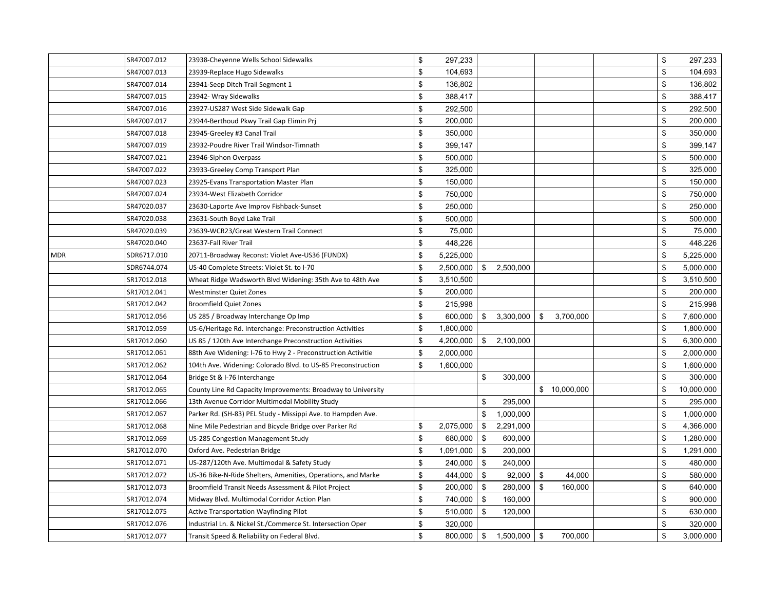| | | | | | | | |
|---|---|---|---|---|---|---|---|
| | SR47007.012 | 23938-Cheyenne Wells School Sidewalks | $ 297,233 | | | | $ 297,233 |
| | SR47007.013 | 23939-Replace Hugo Sidewalks | $ 104,693 | | | | $ 104,693 |
| | SR47007.014 | 23941-Seep Ditch Trail Segment 1 | $ 136,802 | | | | $ 136,802 |
| | SR47007.015 | 23942- Wray Sidewalks | $ 388,417 | | | | $ 388,417 |
| | SR47007.016 | 23927-US287 West Side Sidewalk Gap | $ 292,500 | | | | $ 292,500 |
| | SR47007.017 | 23944-Berthoud Pkwy Trail Gap Elimin Prj | $ 200,000 | | | | $ 200,000 |
| | SR47007.018 | 23945-Greeley #3 Canal Trail | $ 350,000 | | | | $ 350,000 |
| | SR47007.019 | 23932-Poudre River Trail Windsor-Timnath | $ 399,147 | | | | $ 399,147 |
| | SR47007.021 | 23946-Siphon Overpass | $ 500,000 | | | | $ 500,000 |
| | SR47007.022 | 23933-Greeley Comp Transport Plan | $ 325,000 | | | | $ 325,000 |
| | SR47007.023 | 23925-Evans Transportation Master Plan | $ 150,000 | | | | $ 150,000 |
| | SR47007.024 | 23934-West Elizabeth Corridor | $ 750,000 | | | | $ 750,000 |
| | SR47020.037 | 23630-Laporte Ave Improv Fishback-Sunset | $ 250,000 | | | | $ 250,000 |
| | SR47020.038 | 23631-South Boyd Lake Trail | $ 500,000 | | | | $ 500,000 |
| | SR47020.039 | 23639-WCR23/Great Western Trail Connect | $ 75,000 | | | | $ 75,000 |
| | SR47020.040 | 23637-Fall River Trail | $ 448,226 | | | | $ 448,226 |
| MDR | SDR6717.010 | 20711-Broadway Reconst: Violet Ave-US36 (FUNDX) | $ 5,225,000 | | | | $ 5,225,000 |
| | SDR6744.074 | US-40 Complete Streets: Violet St. to I-70 | $ 2,500,000 | $ 2,500,000 | | | $ 5,000,000 |
| | SR17012.018 | Wheat Ridge Wadsworth Blvd Widening: 35th Ave to 48th Ave | $ 3,510,500 | | | | $ 3,510,500 |
| | SR17012.041 | Westminster Quiet Zones | $ 200,000 | | | | $ 200,000 |
| | SR17012.042 | Broomfield Quiet Zones | $ 215,998 | | | | $ 215,998 |
| | SR17012.056 | US 285 / Broadway Interchange Op Imp | $ 600,000 | $ 3,300,000 | $ 3,700,000 | | $ 7,600,000 |
| | SR17012.059 | US-6/Heritage Rd. Interchange: Preconstruction Activities | $ 1,800,000 | | | | $ 1,800,000 |
| | SR17012.060 | US 85 / 120th Ave Interchange Preconstruction Activities | $ 4,200,000 | $ 2,100,000 | | | $ 6,300,000 |
| | SR17012.061 | 88th Ave Widening: I-76 to Hwy 2 - Preconstruction Activitie | $ 2,000,000 | | | | $ 2,000,000 |
| | SR17012.062 | 104th Ave. Widening: Colorado Blvd. to US-85 Preconstruction | $ 1,600,000 | | | | $ 1,600,000 |
| | SR17012.064 | Bridge St & I-76 Interchange | | $ 300,000 | | | $ 300,000 |
| | SR17012.065 | County Line Rd Capacity Improvements: Broadway to University | | | $ 10,000,000 | | $ 10,000,000 |
| | SR17012.066 | 13th Avenue Corridor Multimodal Mobility Study | | $ 295,000 | | | $ 295,000 |
| | SR17012.067 | Parker Rd. (SH-83) PEL Study - Missippi Ave. to Hampden Ave. | | $ 1,000,000 | | | $ 1,000,000 |
| | SR17012.068 | Nine Mile Pedestrian and Bicycle Bridge over Parker Rd | $ 2,075,000 | $ 2,291,000 | | | $ 4,366,000 |
| | SR17012.069 | US-285 Congestion Management Study | $ 680,000 | $ 600,000 | | | $ 1,280,000 |
| | SR17012.070 | Oxford Ave. Pedestrian Bridge | $ 1,091,000 | $ 200,000 | | | $ 1,291,000 |
| | SR17012.071 | US-287/120th Ave. Multimodal & Safety Study | $ 240,000 | $ 240,000 | | | $ 480,000 |
| | SR17012.072 | US-36 Bike-N-Ride Shelters, Amenities, Operations, and Marke | $ 444,000 | $ 92,000 | $ 44,000 | | $ 580,000 |
| | SR17012.073 | Broomfield Transit Needs Assessment & Pilot Project | $ 200,000 | $ 280,000 | $ 160,000 | | $ 640,000 |
| | SR17012.074 | Midway Blvd. Multimodal Corridor Action Plan | $ 740,000 | $ 160,000 | | | $ 900,000 |
| | SR17012.075 | Active Transportation Wayfinding Pilot | $ 510,000 | $ 120,000 | | | $ 630,000 |
| | SR17012.076 | Industrial Ln. & Nickel St./Commerce St. Intersection Oper | $ 320,000 | | | | $ 320,000 |
| | SR17012.077 | Transit Speed & Reliability on Federal Blvd. | $ 800,000 | $ 1,500,000 | $ 700,000 | | $ 3,000,000 |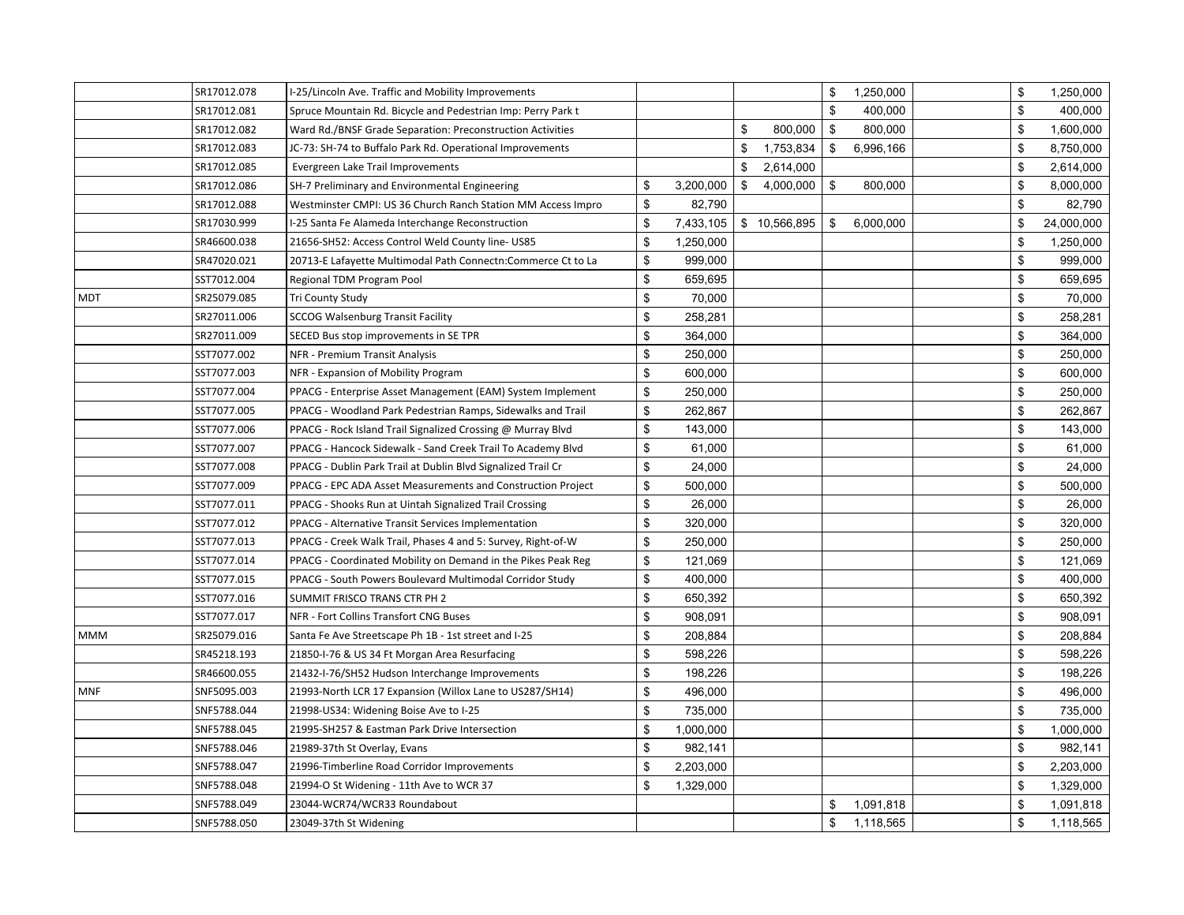| | | | | | | | |
|---|---|---|---|---|---|---|---|
| | SR17012.078 | I-25/Lincoln Ave. Traffic and Mobility Improvements | | | $ 1,250,000 | | $ 1,250,000 |
| | SR17012.081 | Spruce Mountain Rd. Bicycle and Pedestrian Imp: Perry Park t | | | $ 400,000 | | $ 400,000 |
| | SR17012.082 | Ward Rd./BNSF Grade Separation: Preconstruction Activities | | $ 800,000 | $ 800,000 | | $ 1,600,000 |
| | SR17012.083 | JC-73: SH-74 to Buffalo Park Rd. Operational Improvements | | $ 1,753,834 | $ 6,996,166 | | $ 8,750,000 |
| | SR17012.085 | Evergreen Lake Trail Improvements | | $ 2,614,000 | | | $ 2,614,000 |
| | SR17012.086 | SH-7 Preliminary and Environmental Engineering | $ 3,200,000 | $ 4,000,000 | $ 800,000 | | $ 8,000,000 |
| | SR17012.088 | Westminster CMPI: US 36 Church Ranch Station MM Access Impro | $ 82,790 | | | | $ 82,790 |
| | SR17030.999 | I-25 Santa Fe Alameda Interchange Reconstruction | $ 7,433,105 | $ 10,566,895 | $ 6,000,000 | | $ 24,000,000 |
| | SR46600.038 | 21656-SH52: Access Control Weld County line- US85 | $ 1,250,000 | | | | $ 1,250,000 |
| | SR47020.021 | 20713-E Lafayette Multimodal Path Connectn:Commerce Ct to La | $ 999,000 | | | | $ 999,000 |
| | SST7012.004 | Regional TDM Program Pool | $ 659,695 | | | | $ 659,695 |
| MDT | SR25079.085 | Tri County Study | $ 70,000 | | | | $ 70,000 |
| | SR27011.006 | SCCOG Walsenburg Transit Facility | $ 258,281 | | | | $ 258,281 |
| | SR27011.009 | SECED Bus stop improvements in SE TPR | $ 364,000 | | | | $ 364,000 |
| | SST7077.002 | NFR - Premium Transit Analysis | $ 250,000 | | | | $ 250,000 |
| | SST7077.003 | NFR - Expansion of Mobility Program | $ 600,000 | | | | $ 600,000 |
| | SST7077.004 | PPACG - Enterprise Asset Management (EAM) System Implement | $ 250,000 | | | | $ 250,000 |
| | SST7077.005 | PPACG - Woodland Park Pedestrian Ramps, Sidewalks and Trail | $ 262,867 | | | | $ 262,867 |
| | SST7077.006 | PPACG - Rock Island Trail Signalized Crossing @ Murray Blvd | $ 143,000 | | | | $ 143,000 |
| | SST7077.007 | PPACG - Hancock Sidewalk - Sand Creek Trail To Academy Blvd | $ 61,000 | | | | $ 61,000 |
| | SST7077.008 | PPACG - Dublin Park Trail at Dublin Blvd Signalized Trail Cr | $ 24,000 | | | | $ 24,000 |
| | SST7077.009 | PPACG - EPC ADA Asset Measurements and Construction Project | $ 500,000 | | | | $ 500,000 |
| | SST7077.011 | PPACG - Shooks Run at Uintah Signalized Trail Crossing | $ 26,000 | | | | $ 26,000 |
| | SST7077.012 | PPACG - Alternative Transit Services Implementation | $ 320,000 | | | | $ 320,000 |
| | SST7077.013 | PPACG - Creek Walk Trail, Phases 4 and 5: Survey, Right-of-W | $ 250,000 | | | | $ 250,000 |
| | SST7077.014 | PPACG - Coordinated Mobility on Demand in the Pikes Peak Reg | $ 121,069 | | | | $ 121,069 |
| | SST7077.015 | PPACG - South Powers Boulevard Multimodal Corridor Study | $ 400,000 | | | | $ 400,000 |
| | SST7077.016 | SUMMIT FRISCO TRANS CTR PH 2 | $ 650,392 | | | | $ 650,392 |
| | SST7077.017 | NFR - Fort Collins Transfort CNG Buses | $ 908,091 | | | | $ 908,091 |
| MMM | SR25079.016 | Santa Fe Ave Streetscape Ph 1B - 1st street and I-25 | $ 208,884 | | | | $ 208,884 |
| | SR45218.193 | 21850-I-76 & US 34 Ft Morgan Area Resurfacing | $ 598,226 | | | | $ 598,226 |
| | SR46600.055 | 21432-I-76/SH52 Hudson Interchange Improvements | $ 198,226 | | | | $ 198,226 |
| MNF | SNF5095.003 | 21993-North LCR 17 Expansion (Willox Lane to US287/SH14) | $ 496,000 | | | | $ 496,000 |
| | SNF5788.044 | 21998-US34: Widening Boise Ave to I-25 | $ 735,000 | | | | $ 735,000 |
| | SNF5788.045 | 21995-SH257 & Eastman Park Drive Intersection | $ 1,000,000 | | | | $ 1,000,000 |
| | SNF5788.046 | 21989-37th St Overlay, Evans | $ 982,141 | | | | $ 982,141 |
| | SNF5788.047 | 21996-Timberline Road Corridor Improvements | $ 2,203,000 | | | | $ 2,203,000 |
| | SNF5788.048 | 21994-O St Widening - 11th Ave to WCR 37 | $ 1,329,000 | | | | $ 1,329,000 |
| | SNF5788.049 | 23044-WCR74/WCR33 Roundabout | | | $ 1,091,818 | | $ 1,091,818 |
| | SNF5788.050 | 23049-37th St Widening | | | $ 1,118,565 | | $ 1,118,565 |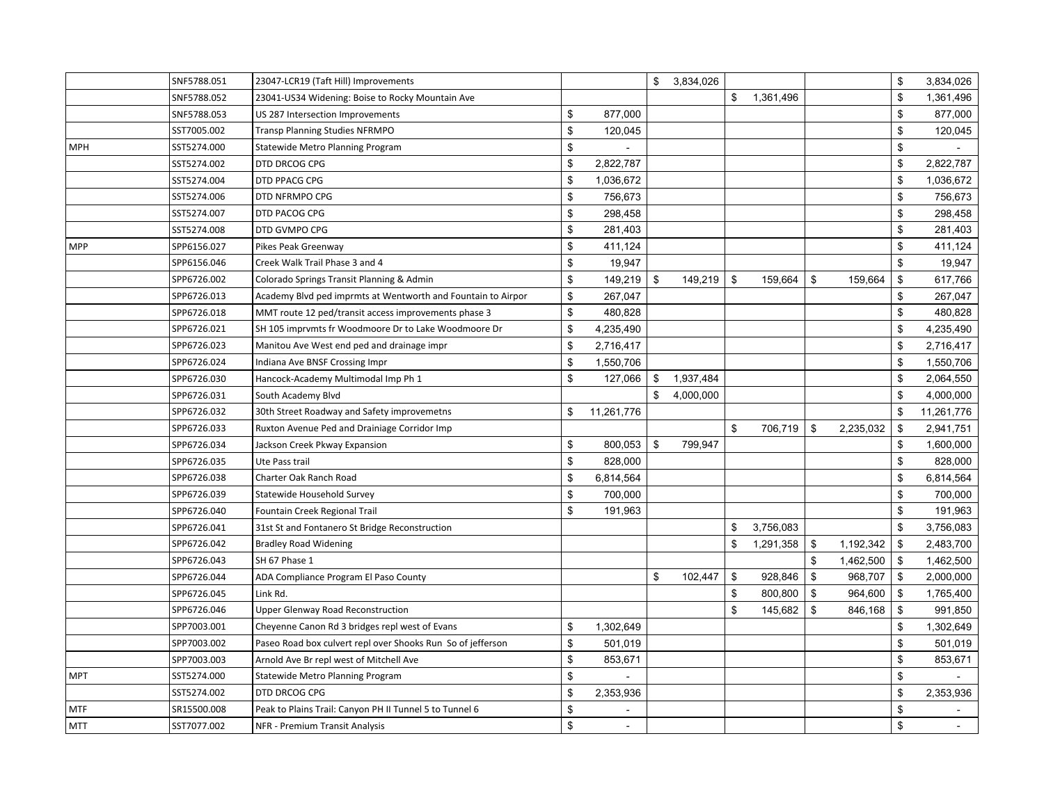| | | | | | | | |
|---|---|---|---|---|---|---|---|
| | SNF5788.051 | 23047-LCR19 (Taft Hill) Improvements | | $ 3,834,026 | | | $ 3,834,026 |
| | SNF5788.052 | 23041-US34 Widening: Boise to Rocky Mountain Ave | | | $ 1,361,496 | | $ 1,361,496 |
| | SNF5788.053 | US 287 Intersection Improvements | $ 877,000 | | | | $ 877,000 |
| | SST7005.002 | Transp Planning Studies NFRMPO | $ 120,045 | | | | $ 120,045 |
| MPH | SST5274.000 | Statewide Metro Planning Program | $ - | | | | $ - |
| | SST5274.002 | DTD DRCOG CPG | $ 2,822,787 | | | | $ 2,822,787 |
| | SST5274.004 | DTD PPACG CPG | $ 1,036,672 | | | | $ 1,036,672 |
| | SST5274.006 | DTD NFRMPO CPG | $ 756,673 | | | | $ 756,673 |
| | SST5274.007 | DTD PACOG CPG | $ 298,458 | | | | $ 298,458 |
| | SST5274.008 | DTD GVMPO CPG | $ 281,403 | | | | $ 281,403 |
| MPP | SPP6156.027 | Pikes Peak Greenway | $ 411,124 | | | | $ 411,124 |
| | SPP6156.046 | Creek Walk Trail Phase 3 and 4 | $ 19,947 | | | | $ 19,947 |
| | SPP6726.002 | Colorado Springs Transit Planning & Admin | $ 149,219 | $ 149,219 | $ 159,664 | $ 159,664 | $ 617,766 |
| | SPP6726.013 | Academy Blvd ped imprmts at Wentworth and Fountain to Airpor | $ 267,047 | | | | $ 267,047 |
| | SPP6726.018 | MMT route 12 ped/transit access improvements phase 3 | $ 480,828 | | | | $ 480,828 |
| | SPP6726.021 | SH 105 imprvmts fr Woodmoore Dr to Lake Woodmoore Dr | $ 4,235,490 | | | | $ 4,235,490 |
| | SPP6726.023 | Manitou Ave West end ped and drainage impr | $ 2,716,417 | | | | $ 2,716,417 |
| | SPP6726.024 | Indiana Ave BNSF Crossing Impr | $ 1,550,706 | | | | $ 1,550,706 |
| | SPP6726.030 | Hancock-Academy Multimodal Imp Ph 1 | $ 127,066 | $ 1,937,484 | | | $ 2,064,550 |
| | SPP6726.031 | South Academy Blvd | | $ 4,000,000 | | | $ 4,000,000 |
| | SPP6726.032 | 30th Street Roadway and Safety improvemetns | $ 11,261,776 | | | | $ 11,261,776 |
| | SPP6726.033 | Ruxton Avenue Ped and Drainiage Corridor Imp | | | $ 706,719 | $ 2,235,032 | $ 2,941,751 |
| | SPP6726.034 | Jackson Creek Pkway Expansion | $ 800,053 | $ 799,947 | | | $ 1,600,000 |
| | SPP6726.035 | Ute Pass trail | $ 828,000 | | | | $ 828,000 |
| | SPP6726.038 | Charter Oak Ranch Road | $ 6,814,564 | | | | $ 6,814,564 |
| | SPP6726.039 | Statewide Household Survey | $ 700,000 | | | | $ 700,000 |
| | SPP6726.040 | Fountain Creek Regional Trail | $ 191,963 | | | | $ 191,963 |
| | SPP6726.041 | 31st St and Fontanero St Bridge Reconstruction | | | $ 3,756,083 | | $ 3,756,083 |
| | SPP6726.042 | Bradley Road Widening | | | $ 1,291,358 | $ 1,192,342 | $ 2,483,700 |
| | SPP6726.043 | SH 67 Phase 1 | | | | $ 1,462,500 | $ 1,462,500 |
| | SPP6726.044 | ADA Compliance Program El Paso County | | $ 102,447 | $ 928,846 | $ 968,707 | $ 2,000,000 |
| | SPP6726.045 | Link Rd. | | | $ 800,800 | $ 964,600 | $ 1,765,400 |
| | SPP6726.046 | Upper Glenway Road Reconstruction | | | $ 145,682 | $ 846,168 | $ 991,850 |
| | SPP7003.001 | Cheyenne Canon Rd 3 bridges repl west of Evans | $ 1,302,649 | | | | $ 1,302,649 |
| | SPP7003.002 | Paseo Road box culvert repl over Shooks Run So of jefferson | $ 501,019 | | | | $ 501,019 |
| | SPP7003.003 | Arnold Ave Br repl west of Mitchell Ave | $ 853,671 | | | | $ 853,671 |
| MPT | SST5274.000 | Statewide Metro Planning Program | $ - | | | | $ - |
| | SST5274.002 | DTD DRCOG CPG | $ 2,353,936 | | | | $ 2,353,936 |
| MTF | SR15500.008 | Peak to Plains Trail: Canyon PH II Tunnel 5 to Tunnel 6 | $ - | | | | $ - |
| MTT | SST7077.002 | NFR - Premium Transit Analysis | $ - | | | | $ - |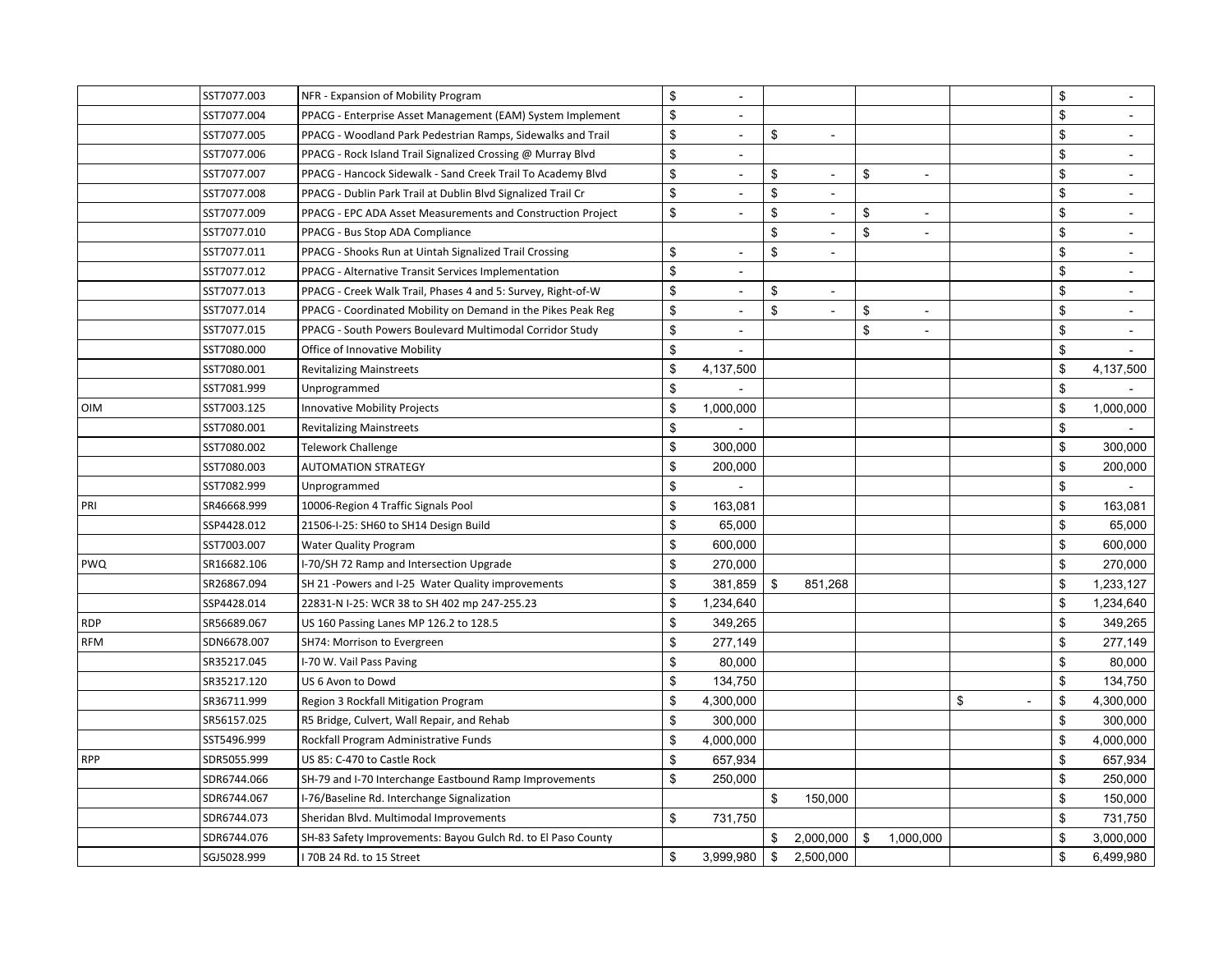| | | | | | | | |
|---|---|---|---|---|---|---|---|
| | SST7077.003 | NFR - Expansion of Mobility Program | $ - | | | | $ - |
| | SST7077.004 | PPACG - Enterprise Asset Management (EAM) System Implement | $ - | | | | $ - |
| | SST7077.005 | PPACG - Woodland Park Pedestrian Ramps, Sidewalks and Trail | $ - | $ - | | | $ - |
| | SST7077.006 | PPACG - Rock Island Trail Signalized Crossing @ Murray Blvd | $ - | | | | $ - |
| | SST7077.007 | PPACG - Hancock Sidewalk - Sand Creek Trail To Academy Blvd | $ - | $ - | $ - | | $ - |
| | SST7077.008 | PPACG - Dublin Park Trail at Dublin Blvd Signalized Trail Cr | $ - | $ - | | | $ - |
| | SST7077.009 | PPACG - EPC ADA Asset Measurements and Construction Project | $ - | $ - | $ - | | $ - |
| | SST7077.010 | PPACG - Bus Stop ADA Compliance | | $ - | $ - | | $ - |
| | SST7077.011 | PPACG - Shooks Run at Uintah Signalized Trail Crossing | $ - | $ - | | | $ - |
| | SST7077.012 | PPACG - Alternative Transit Services Implementation | $ - | | | | $ - |
| | SST7077.013 | PPACG - Creek Walk Trail, Phases 4 and 5: Survey, Right-of-W | $ - | $ - | | | $ - |
| | SST7077.014 | PPACG - Coordinated Mobility on Demand in the Pikes Peak Reg | $ - | $ - | $ - | | $ - |
| | SST7077.015 | PPACG - South Powers Boulevard Multimodal Corridor Study | $ - | | $ - | | $ - |
| | SST7080.000 | Office of Innovative Mobility | $ - | | | | $ - |
| | SST7080.001 | Revitalizing Mainstreets | $ 4,137,500 | | | | $ 4,137,500 |
| | SST7081.999 | Unprogrammed | $ - | | | | $ - |
| OIM | SST7003.125 | Innovative Mobility Projects | $ 1,000,000 | | | | $ 1,000,000 |
| | SST7080.001 | Revitalizing Mainstreets | $ - | | | | $ - |
| | SST7080.002 | Telework Challenge | $ 300,000 | | | | $ 300,000 |
| | SST7080.003 | AUTOMATION STRATEGY | $ 200,000 | | | | $ 200,000 |
| | SST7082.999 | Unprogrammed | $ - | | | | $ - |
| PRI | SR46668.999 | 10006-Region 4 Traffic Signals Pool | $ 163,081 | | | | $ 163,081 |
| | SSP4428.012 | 21506-I-25: SH60 to SH14 Design Build | $ 65,000 | | | | $ 65,000 |
| | SST7003.007 | Water Quality Program | $ 600,000 | | | | $ 600,000 |
| PWQ | SR16682.106 | I-70/SH 72 Ramp and Intersection Upgrade | $ 270,000 | | | | $ 270,000 |
| | SR26867.094 | SH 21 -Powers and I-25 Water Quality improvements | $ 381,859 | $ 851,268 | | | $ 1,233,127 |
| | SSP4428.014 | 22831-N I-25: WCR 38 to SH 402 mp 247-255.23 | $ 1,234,640 | | | | $ 1,234,640 |
| RDP | SR56689.067 | US 160 Passing Lanes MP 126.2 to 128.5 | $ 349,265 | | | | $ 349,265 |
| RFM | SDN6678.007 | SH74: Morrison to Evergreen | $ 277,149 | | | | $ 277,149 |
| | SR35217.045 | I-70 W. Vail Pass Paving | $ 80,000 | | | | $ 80,000 |
| | SR35217.120 | US 6 Avon to Dowd | $ 134,750 | | | | $ 134,750 |
| | SR36711.999 | Region 3 Rockfall Mitigation Program | $ 4,300,000 | | | $ - | $ 4,300,000 |
| | SR56157.025 | R5 Bridge, Culvert, Wall Repair, and Rehab | $ 300,000 | | | | $ 300,000 |
| | SST5496.999 | Rockfall Program Administrative Funds | $ 4,000,000 | | | | $ 4,000,000 |
| RPP | SDR5055.999 | US 85: C-470 to Castle Rock | $ 657,934 | | | | $ 657,934 |
| | SDR6744.066 | SH-79 and I-70 Interchange Eastbound Ramp Improvements | $ 250,000 | | | | $ 250,000 |
| | SDR6744.067 | I-76/Baseline Rd. Interchange Signalization | | $ 150,000 | | | $ 150,000 |
| | SDR6744.073 | Sheridan Blvd. Multimodal Improvements | $ 731,750 | | | | $ 731,750 |
| | SDR6744.076 | SH-83 Safety Improvements: Bayou Gulch Rd. to El Paso County | | $ 2,000,000 | $ 1,000,000 | | $ 3,000,000 |
| | SGJ5028.999 | I 70B 24 Rd. to 15 Street | $ 3,999,980 | $ 2,500,000 | | | $ 6,499,980 |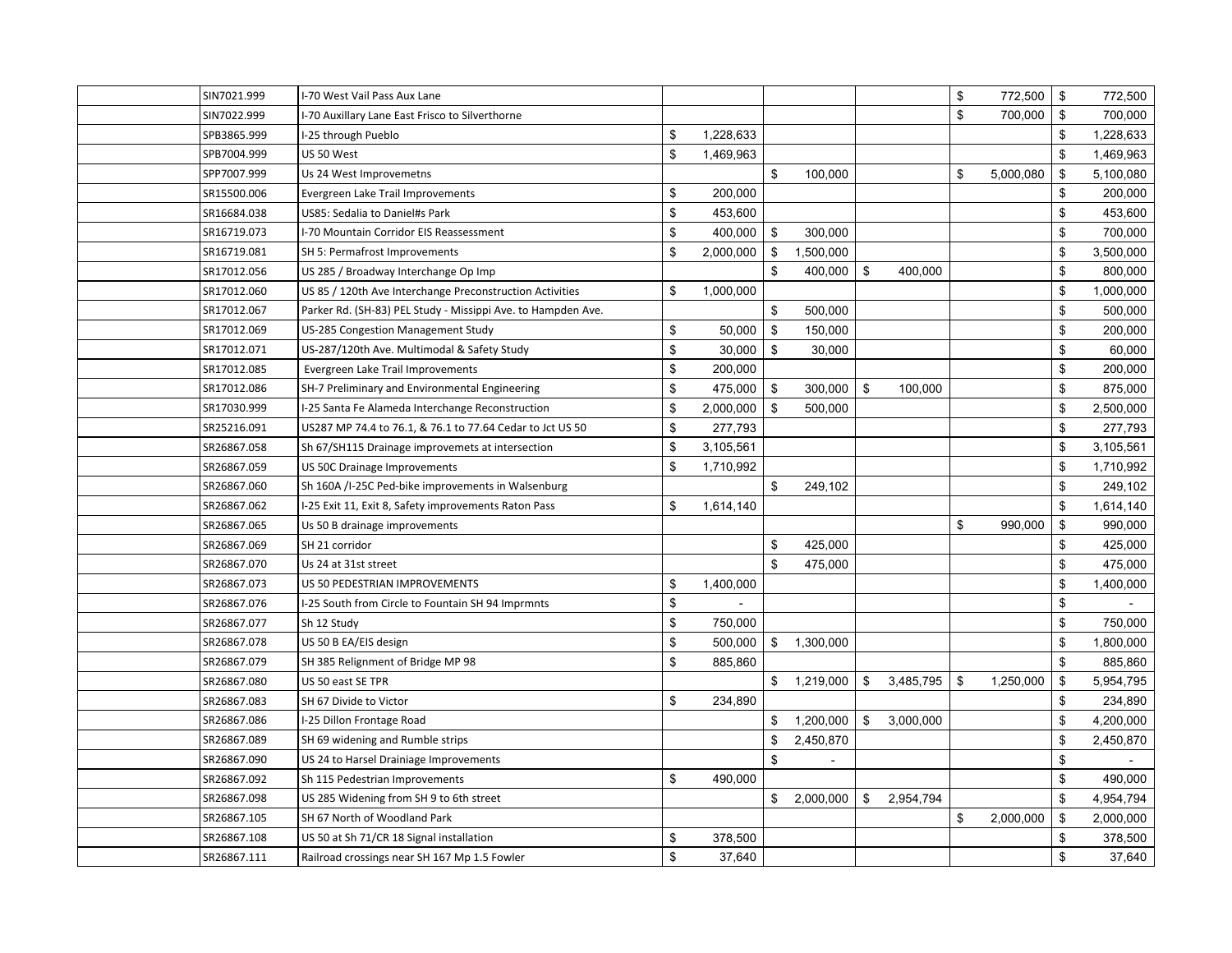| | | | | | | | |
|---|---|---|---|---|---|---|---|
| | SIN7021.999 | I-70 West Vail Pass Aux Lane | | | | $ 772,500 | $ 772,500 |
| | SIN7022.999 | I-70 Auxillary Lane East Frisco to Silverthorne | | | | $ 700,000 | $ 700,000 |
| | SPB3865.999 | I-25 through Pueblo | $ 1,228,633 | | | | $ 1,228,633 |
| | SPB7004.999 | US 50 West | $ 1,469,963 | | | | $ 1,469,963 |
| | SPP7007.999 | Us 24 West Improvemetns | | $ 100,000 | | $ 5,000,080 | $ 5,100,080 |
| | SR15500.006 | Evergreen Lake Trail Improvements | $ 200,000 | | | | $ 200,000 |
| | SR16684.038 | US85: Sedalia to Daniel#s Park | $ 453,600 | | | | $ 453,600 |
| | SR16719.073 | I-70 Mountain Corridor EIS Reassessment | $ 400,000 | $ 300,000 | | | $ 700,000 |
| | SR16719.081 | SH 5: Permafrost Improvements | $ 2,000,000 | $ 1,500,000 | | | $ 3,500,000 |
| | SR17012.056 | US 285 / Broadway Interchange Op Imp | | $ 400,000 | $ 400,000 | | $ 800,000 |
| | SR17012.060 | US 85 / 120th Ave Interchange Preconstruction Activities | $ 1,000,000 | | | | $ 1,000,000 |
| | SR17012.067 | Parker Rd. (SH-83) PEL Study - Missippi Ave. to Hampden Ave. | | $ 500,000 | | | $ 500,000 |
| | SR17012.069 | US-285 Congestion Management Study | $ 50,000 | $ 150,000 | | | $ 200,000 |
| | SR17012.071 | US-287/120th Ave. Multimodal & Safety Study | $ 30,000 | $ 30,000 | | | $ 60,000 |
| | SR17012.085 | Evergreen Lake Trail Improvements | $ 200,000 | | | | $ 200,000 |
| | SR17012.086 | SH-7 Preliminary and Environmental Engineering | $ 475,000 | $ 300,000 | $ 100,000 | | $ 875,000 |
| | SR17030.999 | I-25 Santa Fe Alameda Interchange Reconstruction | $ 2,000,000 | $ 500,000 | | | $ 2,500,000 |
| | SR25216.091 | US287 MP 74.4 to 76.1, & 76.1 to 77.64 Cedar to Jct US 50 | $ 277,793 | | | | $ 277,793 |
| | SR26867.058 | Sh 67/SH115 Drainage improvemets at intersection | $ 3,105,561 | | | | $ 3,105,561 |
| | SR26867.059 | US 50C Drainage Improvements | $ 1,710,992 | | | | $ 1,710,992 |
| | SR26867.060 | Sh 160A /I-25C Ped-bike improvements in Walsenburg | | $ 249,102 | | | $ 249,102 |
| | SR26867.062 | I-25 Exit 11, Exit 8, Safety improvements Raton Pass | $ 1,614,140 | | | | $ 1,614,140 |
| | SR26867.065 | Us 50 B drainage improvements | | | | $ 990,000 | $ 990,000 |
| | SR26867.069 | SH 21 corridor | | $ 425,000 | | | $ 425,000 |
| | SR26867.070 | Us 24 at 31st street | | $ 475,000 | | | $ 475,000 |
| | SR26867.073 | US 50 PEDESTRIAN IMPROVEMENTS | $ 1,400,000 | | | | $ 1,400,000 |
| | SR26867.076 | I-25 South from Circle to Fountain SH 94 Imprmnts | $ - | | | | $ - |
| | SR26867.077 | Sh 12 Study | $ 750,000 | | | | $ 750,000 |
| | SR26867.078 | US 50 B EA/EIS design | $ 500,000 | $ 1,300,000 | | | $ 1,800,000 |
| | SR26867.079 | SH 385 Relignment of Bridge MP 98 | $ 885,860 | | | | $ 885,860 |
| | SR26867.080 | US 50 east SE TPR | | $ 1,219,000 | $ 3,485,795 | $ 1,250,000 | $ 5,954,795 |
| | SR26867.083 | SH 67 Divide to Victor | $ 234,890 | | | | $ 234,890 |
| | SR26867.086 | I-25 Dillon Frontage Road | | $ 1,200,000 | $ 3,000,000 | | $ 4,200,000 |
| | SR26867.089 | SH 69 widening and Rumble strips | | $ 2,450,870 | | | $ 2,450,870 |
| | SR26867.090 | US 24 to Harsel Drainiage Improvements | | $ - | | | $ - |
| | SR26867.092 | Sh 115 Pedestrian Improvements | $ 490,000 | | | | $ 490,000 |
| | SR26867.098 | US 285 Widening from SH 9 to 6th street | | $ 2,000,000 | $ 2,954,794 | | $ 4,954,794 |
| | SR26867.105 | SH 67 North of Woodland Park | | | | $ 2,000,000 | $ 2,000,000 |
| | SR26867.108 | US 50 at Sh 71/CR 18 Signal installation | $ 378,500 | | | | $ 378,500 |
| | SR26867.111 | Railroad crossings near SH 167 Mp 1.5 Fowler | $ 37,640 | | | | $ 37,640 |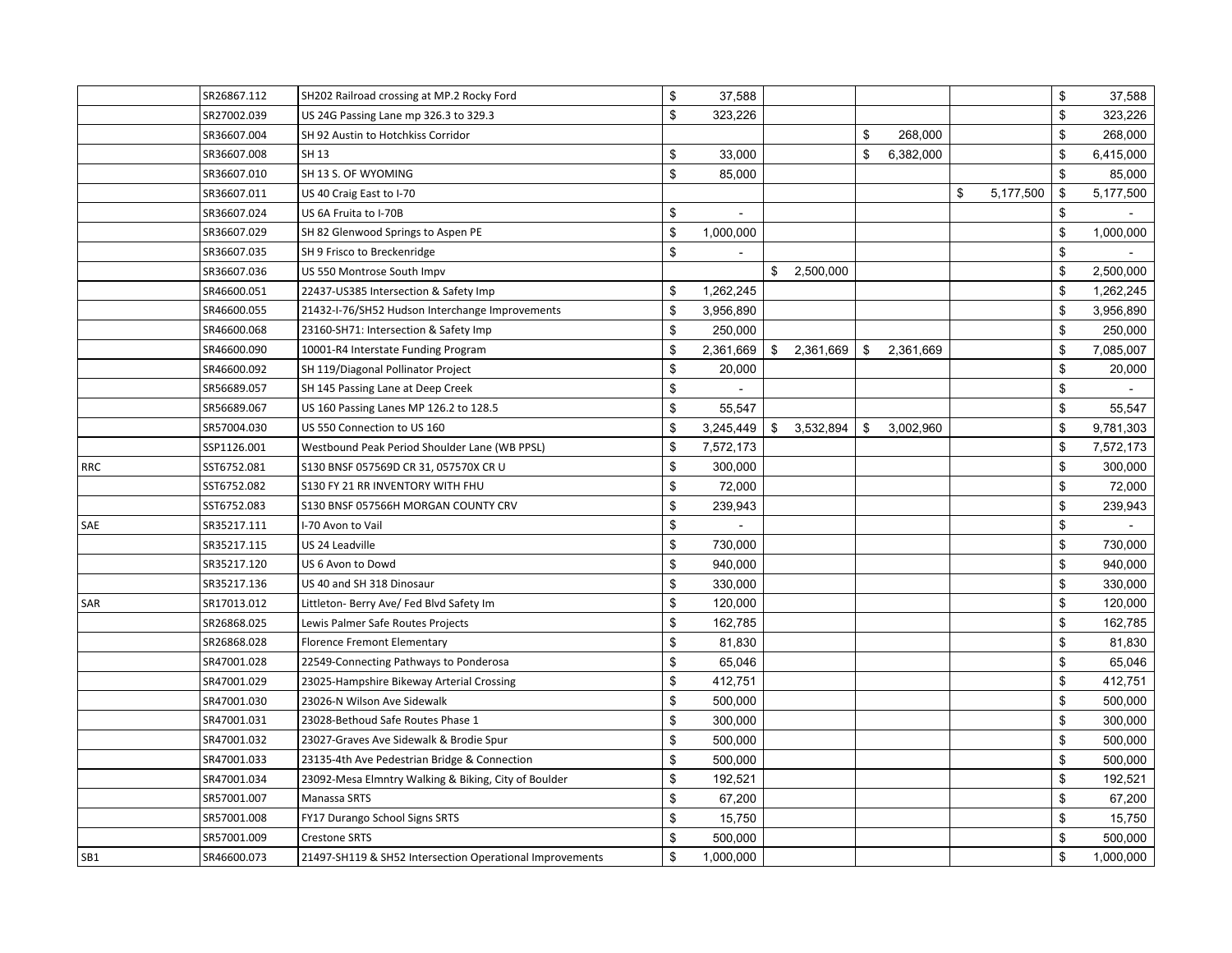| | | | | | | | |
|---|---|---|---|---|---|---|---|
| | SR26867.112 | SH202 Railroad crossing at MP.2 Rocky Ford | $ 37,588 | | | | $ 37,588 |
| | SR27002.039 | US 24G Passing Lane mp 326.3 to 329.3 | $ 323,226 | | | | $ 323,226 |
| | SR36607.004 | SH 92 Austin to Hotchkiss Corridor | | | $ 268,000 | | $ 268,000 |
| | SR36607.008 | SH 13 | $ 33,000 | | $ 6,382,000 | | $ 6,415,000 |
| | SR36607.010 | SH 13 S. OF WYOMING | $ 85,000 | | | | $ 85,000 |
| | SR36607.011 | US 40 Craig East to I-70 | | | | $ 5,177,500 | $ 5,177,500 |
| | SR36607.024 | US 6A Fruita to I-70B | $ - | | | | $ - |
| | SR36607.029 | SH 82 Glenwood Springs to Aspen PE | $ 1,000,000 | | | | $ 1,000,000 |
| | SR36607.035 | SH 9 Frisco to Breckenridge | $ - | | | | $ - |
| | SR36607.036 | US 550 Montrose South Impv | | $ 2,500,000 | | | $ 2,500,000 |
| | SR46600.051 | 22437-US385 Intersection & Safety Imp | $ 1,262,245 | | | | $ 1,262,245 |
| | SR46600.055 | 21432-I-76/SH52 Hudson Interchange Improvements | $ 3,956,890 | | | | $ 3,956,890 |
| | SR46600.068 | 23160-SH71: Intersection & Safety Imp | $ 250,000 | | | | $ 250,000 |
| | SR46600.090 | 10001-R4 Interstate Funding Program | $ 2,361,669 | $ 2,361,669 | $ 2,361,669 | | $ 7,085,007 |
| | SR46600.092 | SH 119/Diagonal Pollinator Project | $ 20,000 | | | | $ 20,000 |
| | SR56689.057 | SH 145 Passing Lane at Deep Creek | $ - | | | | $ - |
| | SR56689.067 | US 160 Passing Lanes MP 126.2 to 128.5 | $ 55,547 | | | | $ 55,547 |
| | SR57004.030 | US 550 Connection to US 160 | $ 3,245,449 | $ 3,532,894 | $ 3,002,960 | | $ 9,781,303 |
| | SSP1126.001 | Westbound Peak Period Shoulder Lane (WB PPSL) | $ 7,572,173 | | | | $ 7,572,173 |
| RRC | SST6752.081 | S130 BNSF 057569D CR 31, 057570X CR U | $ 300,000 | | | | $ 300,000 |
| | SST6752.082 | S130 FY 21 RR INVENTORY WITH FHU | $ 72,000 | | | | $ 72,000 |
| | SST6752.083 | S130 BNSF 057566H MORGAN COUNTY CRV | $ 239,943 | | | | $ 239,943 |
| SAE | SR35217.111 | I-70 Avon to Vail | $ - | | | | $ - |
| | SR35217.115 | US 24 Leadville | $ 730,000 | | | | $ 730,000 |
| | SR35217.120 | US 6 Avon to Dowd | $ 940,000 | | | | $ 940,000 |
| | SR35217.136 | US 40 and SH 318 Dinosaur | $ 330,000 | | | | $ 330,000 |
| SAR | SR17013.012 | Littleton- Berry Ave/ Fed Blvd Safety Im | $ 120,000 | | | | $ 120,000 |
| | SR26868.025 | Lewis Palmer Safe Routes Projects | $ 162,785 | | | | $ 162,785 |
| | SR26868.028 | Florence Fremont Elementary | $ 81,830 | | | | $ 81,830 |
| | SR47001.028 | 22549-Connecting Pathways to Ponderosa | $ 65,046 | | | | $ 65,046 |
| | SR47001.029 | 23025-Hampshire Bikeway Arterial Crossing | $ 412,751 | | | | $ 412,751 |
| | SR47001.030 | 23026-N Wilson Ave Sidewalk | $ 500,000 | | | | $ 500,000 |
| | SR47001.031 | 23028-Bethoud Safe Routes Phase 1 | $ 300,000 | | | | $ 300,000 |
| | SR47001.032 | 23027-Graves Ave Sidewalk & Brodie Spur | $ 500,000 | | | | $ 500,000 |
| | SR47001.033 | 23135-4th Ave Pedestrian Bridge & Connection | $ 500,000 | | | | $ 500,000 |
| | SR47001.034 | 23092-Mesa Elmntry Walking & Biking, City of Boulder | $ 192,521 | | | | $ 192,521 |
| | SR57001.007 | Manassa SRTS | $ 67,200 | | | | $ 67,200 |
| | SR57001.008 | FY17 Durango School Signs SRTS | $ 15,750 | | | | $ 15,750 |
| | SR57001.009 | Crestone SRTS | $ 500,000 | | | | $ 500,000 |
| SB1 | SR46600.073 | 21497-SH119 & SH52 Intersection Operational Improvements | $ 1,000,000 | | | | $ 1,000,000 |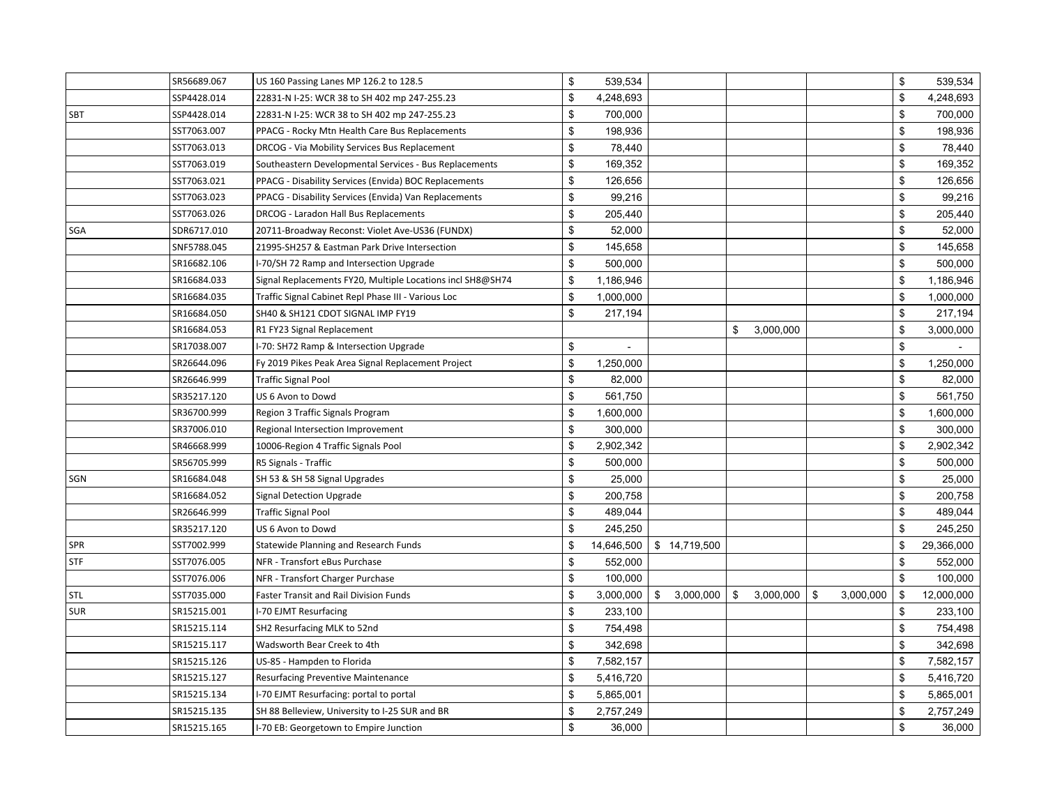| | | | | | | | |
|---|---|---|---|---|---|---|---|
| | SR56689.067 | US 160 Passing Lanes MP 126.2 to 128.5 | $ 539,534 | | | | $ 539,534 |
| | SSP4428.014 | 22831-N I-25: WCR 38 to SH 402 mp 247-255.23 | $ 4,248,693 | | | | $ 4,248,693 |
| SBT | SSP4428.014 | 22831-N I-25: WCR 38 to SH 402 mp 247-255.23 | $ 700,000 | | | | $ 700,000 |
| | SST7063.007 | PPACG - Rocky Mtn Health Care Bus Replacements | $ 198,936 | | | | $ 198,936 |
| | SST7063.013 | DRCOG - Via Mobility Services Bus Replacement | $ 78,440 | | | | $ 78,440 |
| | SST7063.019 | Southeastern Developmental Services - Bus Replacements | $ 169,352 | | | | $ 169,352 |
| | SST7063.021 | PPACG - Disability Services (Envida) BOC Replacements | $ 126,656 | | | | $ 126,656 |
| | SST7063.023 | PPACG - Disability Services (Envida) Van Replacements | $ 99,216 | | | | $ 99,216 |
| | SST7063.026 | DRCOG - Laradon Hall Bus Replacements | $ 205,440 | | | | $ 205,440 |
| SGA | SDR6717.010 | 20711-Broadway Reconst: Violet Ave-US36 (FUNDX) | $ 52,000 | | | | $ 52,000 |
| | SNF5788.045 | 21995-SH257 & Eastman Park Drive Intersection | $ 145,658 | | | | $ 145,658 |
| | SR16682.106 | I-70/SH 72 Ramp and Intersection Upgrade | $ 500,000 | | | | $ 500,000 |
| | SR16684.033 | Signal Replacements FY20, Multiple Locations incl SH8@SH74 | $ 1,186,946 | | | | $ 1,186,946 |
| | SR16684.035 | Traffic Signal Cabinet Repl Phase III - Various Loc | $ 1,000,000 | | | | $ 1,000,000 |
| | SR16684.050 | SH40 & SH121 CDOT SIGNAL IMP FY19 | $ 217,194 | | | | $ 217,194 |
| | SR16684.053 | R1 FY23 Signal Replacement | | | $ 3,000,000 | | $ 3,000,000 |
| | SR17038.007 | I-70: SH72 Ramp & Intersection Upgrade | $ - | | | | $ - |
| | SR26644.096 | Fy 2019 Pikes Peak Area Signal Replacement Project | $ 1,250,000 | | | | $ 1,250,000 |
| | SR26646.999 | Traffic Signal Pool | $ 82,000 | | | | $ 82,000 |
| | SR35217.120 | US 6 Avon to Dowd | $ 561,750 | | | | $ 561,750 |
| | SR36700.999 | Region 3 Traffic Signals Program | $ 1,600,000 | | | | $ 1,600,000 |
| | SR37006.010 | Regional Intersection Improvement | $ 300,000 | | | | $ 300,000 |
| | SR46668.999 | 10006-Region 4 Traffic Signals Pool | $ 2,902,342 | | | | $ 2,902,342 |
| | SR56705.999 | R5 Signals - Traffic | $ 500,000 | | | | $ 500,000 |
| SGN | SR16684.048 | SH 53 & SH 58 Signal Upgrades | $ 25,000 | | | | $ 25,000 |
| | SR16684.052 | Signal Detection Upgrade | $ 200,758 | | | | $ 200,758 |
| | SR26646.999 | Traffic Signal Pool | $ 489,044 | | | | $ 489,044 |
| | SR35217.120 | US 6 Avon to Dowd | $ 245,250 | | | | $ 245,250 |
| SPR | SST7002.999 | Statewide Planning and Research Funds | $ 14,646,500 | $ 14,719,500 | | | $ 29,366,000 |
| STF | SST7076.005 | NFR - Transfort eBus Purchase | $ 552,000 | | | | $ 552,000 |
| | SST7076.006 | NFR - Transfort Charger Purchase | $ 100,000 | | | | $ 100,000 |
| STL | SST7035.000 | Faster Transit and Rail Division Funds | $ 3,000,000 | $ 3,000,000 | $ 3,000,000 | $ 3,000,000 | $ 12,000,000 |
| SUR | SR15215.001 | I-70 EJMT Resurfacing | $ 233,100 | | | | $ 233,100 |
| | SR15215.114 | SH2 Resurfacing MLK to 52nd | $ 754,498 | | | | $ 754,498 |
| | SR15215.117 | Wadsworth Bear Creek to 4th | $ 342,698 | | | | $ 342,698 |
| | SR15215.126 | US-85 - Hampden to Florida | $ 7,582,157 | | | | $ 7,582,157 |
| | SR15215.127 | Resurfacing Preventive Maintenance | $ 5,416,720 | | | | $ 5,416,720 |
| | SR15215.134 | I-70 EJMT Resurfacing: portal to portal | $ 5,865,001 | | | | $ 5,865,001 |
| | SR15215.135 | SH 88 Belleview, University to I-25 SUR and BR | $ 2,757,249 | | | | $ 2,757,249 |
| | SR15215.165 | I-70 EB: Georgetown to Empire Junction | $ 36,000 | | | | $ 36,000 |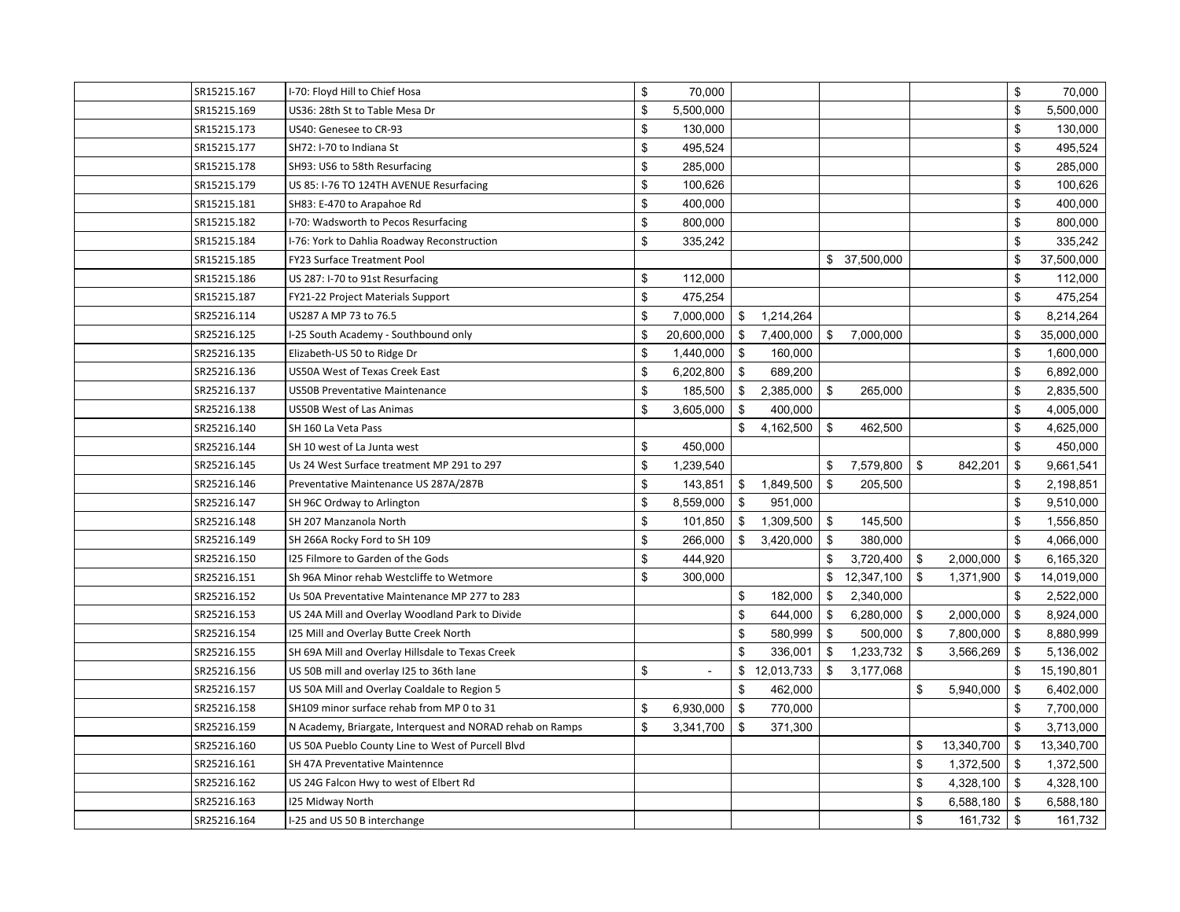| | | | | | | | |
|---|---|---|---|---|---|---|---|
| | SR15215.167 | I-70: Floyd Hill to Chief Hosa | $ 70,000 | | | | $ 70,000 |
| | SR15215.169 | US36: 28th St to Table Mesa Dr | $ 5,500,000 | | | | $ 5,500,000 |
| | SR15215.173 | US40: Genesee to CR-93 | $ 130,000 | | | | $ 130,000 |
| | SR15215.177 | SH72: I-70 to Indiana St | $ 495,524 | | | | $ 495,524 |
| | SR15215.178 | SH93: US6 to 58th Resurfacing | $ 285,000 | | | | $ 285,000 |
| | SR15215.179 | US 85: I-76 TO 124TH AVENUE Resurfacing | $ 100,626 | | | | $ 100,626 |
| | SR15215.181 | SH83: E-470 to Arapahoe Rd | $ 400,000 | | | | $ 400,000 |
| | SR15215.182 | I-70: Wadsworth to Pecos Resurfacing | $ 800,000 | | | | $ 800,000 |
| | SR15215.184 | I-76: York to Dahlia Roadway Reconstruction | $ 335,242 | | | | $ 335,242 |
| | SR15215.185 | FY23 Surface Treatment Pool | | | $ 37,500,000 | | $ 37,500,000 |
| | SR15215.186 | US 287: I-70 to 91st Resurfacing | $ 112,000 | | | | $ 112,000 |
| | SR15215.187 | FY21-22 Project Materials Support | $ 475,254 | | | | $ 475,254 |
| | SR25216.114 | US287 A MP 73 to 76.5 | $ 7,000,000 | $ 1,214,264 | | | $ 8,214,264 |
| | SR25216.125 | I-25 South Academy - Southbound only | $ 20,600,000 | $ 7,400,000 | $ 7,000,000 | | $ 35,000,000 |
| | SR25216.135 | Elizabeth-US 50 to Ridge Dr | $ 1,440,000 | $ 160,000 | | | $ 1,600,000 |
| | SR25216.136 | US50A West of Texas Creek East | $ 6,202,800 | $ 689,200 | | | $ 6,892,000 |
| | SR25216.137 | US50B Preventative Maintenance | $ 185,500 | $ 2,385,000 | $ 265,000 | | $ 2,835,500 |
| | SR25216.138 | US50B West of Las Animas | $ 3,605,000 | $ 400,000 | | | $ 4,005,000 |
| | SR25216.140 | SH 160 La Veta Pass | | $ 4,162,500 | $ 462,500 | | $ 4,625,000 |
| | SR25216.144 | SH 10 west of La Junta west | $ 450,000 | | | | $ 450,000 |
| | SR25216.145 | Us 24 West Surface treatment MP 291 to 297 | $ 1,239,540 | | $ 7,579,800 | $ 842,201 | $ 9,661,541 |
| | SR25216.146 | Preventative Maintenance US 287A/287B | $ 143,851 | $ 1,849,500 | $ 205,500 | | $ 2,198,851 |
| | SR25216.147 | SH 96C Ordway to Arlington | $ 8,559,000 | $ 951,000 | | | $ 9,510,000 |
| | SR25216.148 | SH 207 Manzanola North | $ 101,850 | $ 1,309,500 | $ 145,500 | | $ 1,556,850 |
| | SR25216.149 | SH 266A Rocky Ford to SH 109 | $ 266,000 | $ 3,420,000 | $ 380,000 | | $ 4,066,000 |
| | SR25216.150 | I25 Filmore to Garden of the Gods | $ 444,920 | | $ 3,720,400 | $ 2,000,000 | $ 6,165,320 |
| | SR25216.151 | Sh 96A Minor rehab Westcliffe to Wetmore | $ 300,000 | | $ 12,347,100 | $ 1,371,900 | $ 14,019,000 |
| | SR25216.152 | Us 50A Preventative Maintenance MP 277 to 283 | | $ 182,000 | $ 2,340,000 | | $ 2,522,000 |
| | SR25216.153 | US 24A Mill and Overlay Woodland Park to Divide | | $ 644,000 | $ 6,280,000 | $ 2,000,000 | $ 8,924,000 |
| | SR25216.154 | I25 Mill and Overlay Butte Creek North | | $ 580,999 | $ 500,000 | $ 7,800,000 | $ 8,880,999 |
| | SR25216.155 | SH 69A Mill and Overlay Hillsdale to Texas Creek | | $ 336,001 | $ 1,233,732 | $ 3,566,269 | $ 5,136,002 |
| | SR25216.156 | US 50B mill and overlay I25 to 36th lane | $ - | $ 12,013,733 | $ 3,177,068 | | $ 15,190,801 |
| | SR25216.157 | US 50A Mill and Overlay Coaldale to Region 5 | | $ 462,000 | | $ 5,940,000 | $ 6,402,000 |
| | SR25216.158 | SH109 minor surface rehab from MP 0 to 31 | $ 6,930,000 | $ 770,000 | | | $ 7,700,000 |
| | SR25216.159 | N Academy, Briargate, Interquest and NORAD rehab on Ramps | $ 3,341,700 | $ 371,300 | | | $ 3,713,000 |
| | SR25216.160 | US 50A Pueblo County Line to West of Purcell Blvd | | | | $ 13,340,700 | $ 13,340,700 |
| | SR25216.161 | SH 47A Preventative Maintennce | | | | $ 1,372,500 | $ 1,372,500 |
| | SR25216.162 | US 24G Falcon Hwy to west of Elbert Rd | | | | $ 4,328,100 | $ 4,328,100 |
| | SR25216.163 | I25 Midway North | | | | $ 6,588,180 | $ 6,588,180 |
| | SR25216.164 | I-25 and US 50 B interchange | | | | $ 161,732 | $ 161,732 |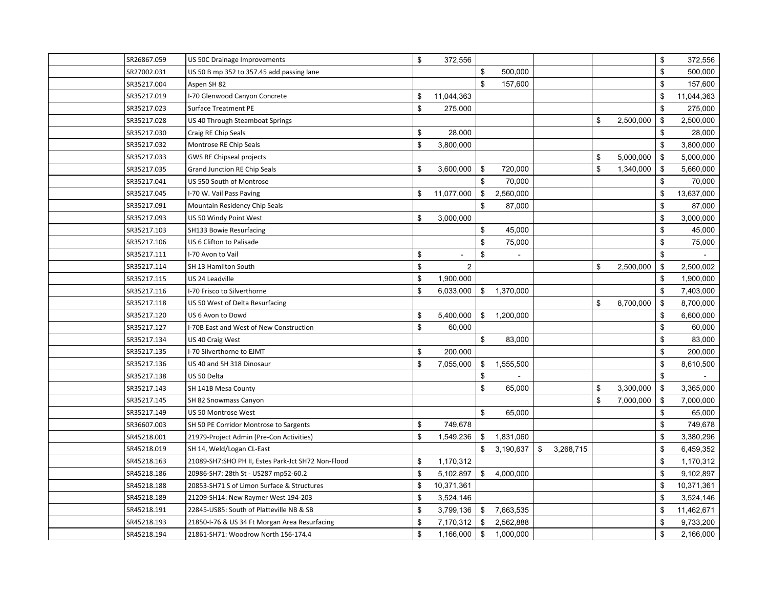| | | | | | | | |
|---|---|---|---|---|---|---|---|
| | SR26867.059 | US 50C Drainage Improvements | $ 372,556 | | | | $ 372,556 |
| | SR27002.031 | US 50 B mp 352 to 357.45 add passing lane | | $ 500,000 | | | $ 500,000 |
| | SR35217.004 | Aspen SH 82 | | $ 157,600 | | | $ 157,600 |
| | SR35217.019 | I-70 Glenwood Canyon Concrete | $ 11,044,363 | | | | $ 11,044,363 |
| | SR35217.023 | Surface Treatment PE | $ 275,000 | | | | $ 275,000 |
| | SR35217.028 | US 40 Through Steamboat Springs | | | | $ 2,500,000 | $ 2,500,000 |
| | SR35217.030 | Craig RE Chip Seals | $ 28,000 | | | | $ 28,000 |
| | SR35217.032 | Montrose RE Chip Seals | $ 3,800,000 | | | | $ 3,800,000 |
| | SR35217.033 | GWS RE Chipseal projects | | | | $ 5,000,000 | $ 5,000,000 |
| | SR35217.035 | Grand Junction RE Chip Seals | $ 3,600,000 | $ 720,000 | | $ 1,340,000 | $ 5,660,000 |
| | SR35217.041 | US 550 South of Montrose | | $ 70,000 | | | $ 70,000 |
| | SR35217.045 | I-70 W. Vail Pass Paving | $ 11,077,000 | $ 2,560,000 | | | $ 13,637,000 |
| | SR35217.091 | Mountain Residency Chip Seals | | $ 87,000 | | | $ 87,000 |
| | SR35217.093 | US 50 Windy Point West | $ 3,000,000 | | | | $ 3,000,000 |
| | SR35217.103 | SH133 Bowie Resurfacing | | $ 45,000 | | | $ 45,000 |
| | SR35217.106 | US 6 Clifton to Palisade | | $ 75,000 | | | $ 75,000 |
| | SR35217.111 | I-70 Avon to Vail | $ - | $ - | | | $ - |
| | SR35217.114 | SH 13 Hamilton South | $ 2 | | | $ 2,500,000 | $ 2,500,002 |
| | SR35217.115 | US 24 Leadville | $ 1,900,000 | | | | $ 1,900,000 |
| | SR35217.116 | I-70 Frisco to Silverthorne | $ 6,033,000 | $ 1,370,000 | | | $ 7,403,000 |
| | SR35217.118 | US 50 West of Delta Resurfacing | | | | $ 8,700,000 | $ 8,700,000 |
| | SR35217.120 | US 6 Avon to Dowd | $ 5,400,000 | $ 1,200,000 | | | $ 6,600,000 |
| | SR35217.127 | I-70B East and West of New Construction | $ 60,000 | | | | $ 60,000 |
| | SR35217.134 | US 40 Craig West | | $ 83,000 | | | $ 83,000 |
| | SR35217.135 | I-70 Silverthorne to EJMT | $ 200,000 | | | | $ 200,000 |
| | SR35217.136 | US 40 and SH 318 Dinosaur | $ 7,055,000 | $ 1,555,500 | | | $ 8,610,500 |
| | SR35217.138 | US 50 Delta | | $ - | | | $ - |
| | SR35217.143 | SH 141B Mesa County | | $ 65,000 | | $ 3,300,000 | $ 3,365,000 |
| | SR35217.145 | SH 82 Snowmass Canyon | | | | $ 7,000,000 | $ 7,000,000 |
| | SR35217.149 | US 50 Montrose West | | $ 65,000 | | | $ 65,000 |
| | SR36607.003 | SH 50 PE Corridor Montrose to Sargents | $ 749,678 | | | | $ 749,678 |
| | SR45218.001 | 21979-Project Admin (Pre-Con Activities) | $ 1,549,236 | $ 1,831,060 | | | $ 3,380,296 |
| | SR45218.019 | SH 14, Weld/Logan CL-East | | $ 3,190,637 | $ 3,268,715 | | $ 6,459,352 |
| | SR45218.163 | 21089-SH7:SHO PH II, Estes Park-Jct SH72 Non-Flood | $ 1,170,312 | | | | $ 1,170,312 |
| | SR45218.186 | 20986-SH7: 28th St - US287 mp52-60.2 | $ 5,102,897 | $ 4,000,000 | | | $ 9,102,897 |
| | SR45218.188 | 20853-SH71 S of Limon Surface & Structures | $ 10,371,361 | | | | $ 10,371,361 |
| | SR45218.189 | 21209-SH14: New Raymer West 194-203 | $ 3,524,146 | | | | $ 3,524,146 |
| | SR45218.191 | 22845-US85: South of Platteville NB & SB | $ 3,799,136 | $ 7,663,535 | | | $ 11,462,671 |
| | SR45218.193 | 21850-I-76 & US 34 Ft Morgan Area Resurfacing | $ 7,170,312 | $ 2,562,888 | | | $ 9,733,200 |
| | SR45218.194 | 21861-SH71: Woodrow North 156-174.4 | $ 1,166,000 | $ 1,000,000 | | | $ 2,166,000 |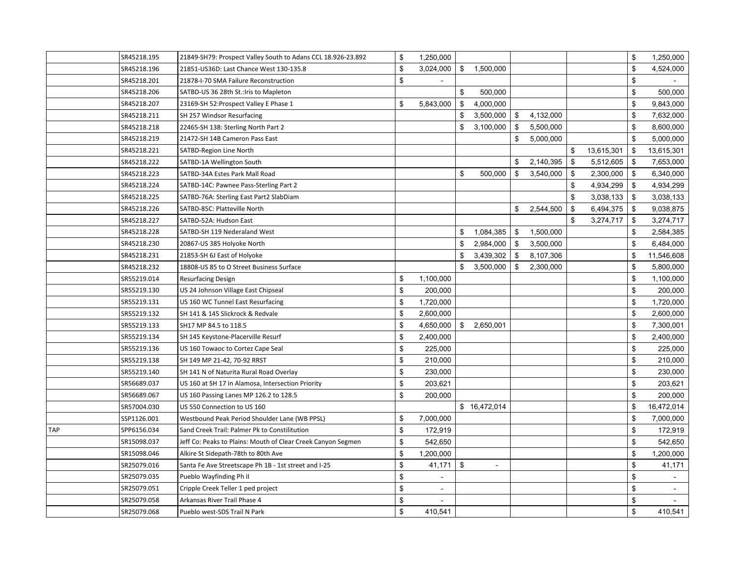| | | | | | | | |
|---|---|---|---|---|---|---|---|
| | SR45218.195 | 21849-SH79: Prospect Valley South to Adans CCL 18.926-23.892 | $ 1,250,000 | | | | $ 1,250,000 |
| | SR45218.196 | 21851-US36D: Last Chance West 130-135.8 | $ 3,024,000 | $ 1,500,000 | | | $ 4,524,000 |
| | SR45218.201 | 21878-I-70 SMA Failure Reconstruction | $ - | | | | $ - |
| | SR45218.206 | SATBD-US 36 28th St.:Iris to Mapleton | | $ 500,000 | | | $ 500,000 |
| | SR45218.207 | 23169-SH 52:Prospect Valley E Phase 1 | $ 5,843,000 | $ 4,000,000 | | | $ 9,843,000 |
| | SR45218.211 | SH 257 Windsor Resurfacing | | $ 3,500,000 | $ 4,132,000 | | $ 7,632,000 |
| | SR45218.218 | 22465-SH 138: Sterling North Part 2 | | $ 3,100,000 | $ 5,500,000 | | $ 8,600,000 |
| | SR45218.219 | 21472-SH 14B Cameron Pass East | | | $ 5,000,000 | | $ 5,000,000 |
| | SR45218.221 | SATBD-Region Line North | | | | $ 13,615,301 | $ 13,615,301 |
| | SR45218.222 | SATBD-1A Wellington South | | | $ 2,140,395 | $ 5,512,605 | $ 7,653,000 |
| | SR45218.223 | SATBD-34A Estes Park Mall Road | | $ 500,000 | $ 3,540,000 | $ 2,300,000 | $ 6,340,000 |
| | SR45218.224 | SATBD-14C: Pawnee Pass-Sterling Part 2 | | | | $ 4,934,299 | $ 4,934,299 |
| | SR45218.225 | SATBD-76A: Sterling East Part2 SlabDiam | | | | $ 3,038,133 | $ 3,038,133 |
| | SR45218.226 | SATBD-85C: Platteville North | | | $ 2,544,500 | $ 6,494,375 | $ 9,038,875 |
| | SR45218.227 | SATBD-52A: Hudson East | | | | $ 3,274,717 | $ 3,274,717 |
| | SR45218.228 | SATBD-SH 119 Nederaland West | | $ 1,084,385 | $ 1,500,000 | | $ 2,584,385 |
| | SR45218.230 | 20867-US 385 Holyoke North | | $ 2,984,000 | $ 3,500,000 | | $ 6,484,000 |
| | SR45218.231 | 21853-SH 6J East of Holyoke | | $ 3,439,302 | $ 8,107,306 | | $ 11,546,608 |
| | SR45218.232 | 18808-US 85 to O Street Business Surface | | $ 3,500,000 | $ 2,300,000 | | $ 5,800,000 |
| | SR55219.014 | Resurfacing Design | $ 1,100,000 | | | | $ 1,100,000 |
| | SR55219.130 | US 24 Johnson Village East Chipseal | $ 200,000 | | | | $ 200,000 |
| | SR55219.131 | US 160 WC Tunnel East Resurfacing | $ 1,720,000 | | | | $ 1,720,000 |
| | SR55219.132 | SH 141 & 145 Slickrock & Redvale | $ 2,600,000 | | | | $ 2,600,000 |
| | SR55219.133 | SH17 MP 84.5 to 118.5 | $ 4,650,000 | $ 2,650,001 | | | $ 7,300,001 |
| | SR55219.134 | SH 145 Keystone-Placerville Resurf | $ 2,400,000 | | | | $ 2,400,000 |
| | SR55219.136 | US 160 Towaoc to Cortez Cape Seal | $ 225,000 | | | | $ 225,000 |
| | SR55219.138 | SH 149 MP 21-42, 70-92 RRST | $ 210,000 | | | | $ 210,000 |
| | SR55219.140 | SH 141 N of Naturita Rural Road Overlay | $ 230,000 | | | | $ 230,000 |
| | SR56689.037 | US 160 at SH 17 in Alamosa, Intersection Priority | $ 203,621 | | | | $ 203,621 |
| | SR56689.067 | US 160 Passing Lanes MP 126.2 to 128.5 | $ 200,000 | | | | $ 200,000 |
| | SR57004.030 | US 550 Connection to US 160 | | $ 16,472,014 | | | $ 16,472,014 |
| | SSP1126.001 | Westbound Peak Period Shoulder Lane (WB PPSL) | $ 7,000,000 | | | | $ 7,000,000 |
| TAP | SPP6156.034 | Sand Creek Trail: Palmer Pk to Constilitution | $ 172,919 | | | | $ 172,919 |
| | SR15098.037 | Jeff Co: Peaks to Plains: Mouth of Clear Creek Canyon Segmen | $ 542,650 | | | | $ 542,650 |
| | SR15098.046 | Alkire St Sidepath-78th to 80th Ave | $ 1,200,000 | | | | $ 1,200,000 |
| | SR25079.016 | Santa Fe Ave Streetscape Ph 1B - 1st street and I-25 | $ 41,171 | $ - | | | $ 41,171 |
| | SR25079.035 | Pueblo Wayfinding Ph II | $ - | | | | $ - |
| | SR25079.051 | Cripple Creek Teller 1 ped project | $ - | | | | $ - |
| | SR25079.058 | Arkansas River Trail Phase 4 | $ - | | | | $ - |
| | SR25079.068 | Pueblo west-SDS Trail N Park | $ 410,541 | | | | $ 410,541 |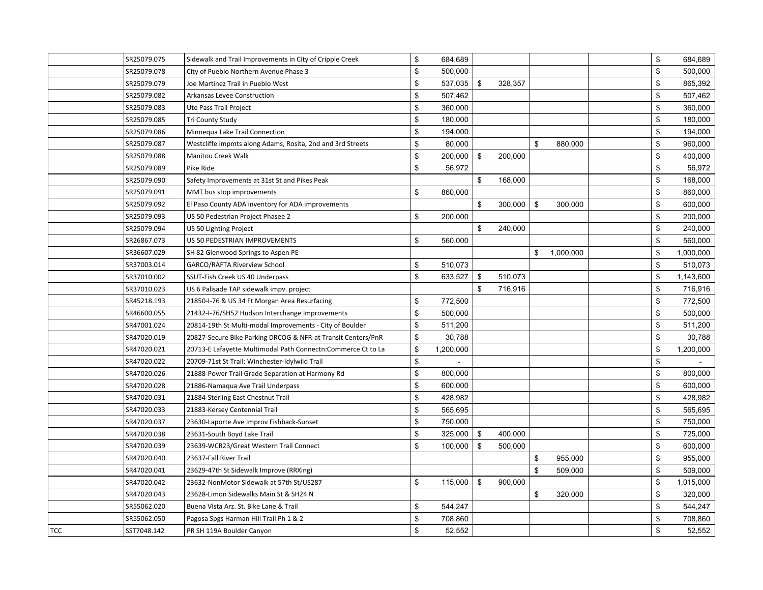| | | | | | | | |
|---|---|---|---|---|---|---|---|
| | SR25079.075 | Sidewalk and Trail Improvements in City of Cripple Creek | $ 684,689 | | | | $ 684,689 |
| | SR25079.078 | City of Pueblo Northern Avenue Phase 3 | $ 500,000 | | | | $ 500,000 |
| | SR25079.079 | Joe Martinez Trail in Pueblo West | $ 537,035 | $ 328,357 | | | $ 865,392 |
| | SR25079.082 | Arkansas Levee Construction | $ 507,462 | | | | $ 507,462 |
| | SR25079.083 | Ute Pass Trail Project | $ 360,000 | | | | $ 360,000 |
| | SR25079.085 | Tri County Study | $ 180,000 | | | | $ 180,000 |
| | SR25079.086 | Minnequa Lake Trail Connection | $ 194,000 | | | | $ 194,000 |
| | SR25079.087 | Westcliffe impmts along Adams, Rosita, 2nd and 3rd Streets | $ 80,000 | | $ 880,000 | | $ 960,000 |
| | SR25079.088 | Manitou Creek Walk | $ 200,000 | $ 200,000 | | | $ 400,000 |
| | SR25079.089 | Pike Ride | $ 56,972 | | | | $ 56,972 |
| | SR25079.090 | Safety Improvements at 31st St and Pikes Peak | | $ 168,000 | | | $ 168,000 |
| | SR25079.091 | MMT bus stop improvements | $ 860,000 | | | | $ 860,000 |
| | SR25079.092 | El Paso County ADA inventory for ADA improvements | | $ 300,000 | $ 300,000 | | $ 600,000 |
| | SR25079.093 | US 50 Pedestrian Project Phasee 2 | $ 200,000 | | | | $ 200,000 |
| | SR25079.094 | US 50 Lighting Project | | $ 240,000 | | | $ 240,000 |
| | SR26867.073 | US 50 PEDESTRIAN IMPROVEMENTS | $ 560,000 | | | | $ 560,000 |
| | SR36607.029 | SH 82 Glenwood Springs to Aspen PE | | | $ 1,000,000 | | $ 1,000,000 |
| | SR37003.014 | GARCO/RAFTA Riverview School | $ 510,073 | | | | $ 510,073 |
| | SR37010.002 | SSUT-Fish Creek US 40 Underpass | $ 633,527 | $ 510,073 | | | $ 1,143,600 |
| | SR37010.023 | US 6 Palisade TAP sidewalk impv. project | | $ 716,916 | | | $ 716,916 |
| | SR45218.193 | 21850-I-76 & US 34 Ft Morgan Area Resurfacing | $ 772,500 | | | | $ 772,500 |
| | SR46600.055 | 21432-I-76/SH52 Hudson Interchange Improvements | $ 500,000 | | | | $ 500,000 |
| | SR47001.024 | 20814-19th St Multi-modal Improvements - City of Boulder | $ 511,200 | | | | $ 511,200 |
| | SR47020.019 | 20827-Secure Bike Parking DRCOG & NFR-at Transit Centers/PnR | $ 30,788 | | | | $ 30,788 |
| | SR47020.021 | 20713-E Lafayette Multimodal Path Connectn:Commerce Ct to La | $ 1,200,000 | | | | $ 1,200,000 |
| | SR47020.022 | 20709-71st St Trail: Winchester-Idylwild Trail | $ - | | | | $ - |
| | SR47020.026 | 21888-Power Trail Grade Separation at Harmony Rd | $ 800,000 | | | | $ 800,000 |
| | SR47020.028 | 21886-Namaqua Ave Trail Underpass | $ 600,000 | | | | $ 600,000 |
| | SR47020.031 | 21884-Sterling East Chestnut Trail | $ 428,982 | | | | $ 428,982 |
| | SR47020.033 | 21883-Kersey Centennial Trail | $ 565,695 | | | | $ 565,695 |
| | SR47020.037 | 23630-Laporte Ave Improv Fishback-Sunset | $ 750,000 | | | | $ 750,000 |
| | SR47020.038 | 23631-South Boyd Lake Trail | $ 325,000 | $ 400,000 | | | $ 725,000 |
| | SR47020.039 | 23639-WCR23/Great Western Trail Connect | $ 100,000 | $ 500,000 | | | $ 600,000 |
| | SR47020.040 | 23637-Fall River Trail | | | $ 955,000 | | $ 955,000 |
| | SR47020.041 | 23629-47th St Sidewalk Improve (RRXing) | | | $ 509,000 | | $ 509,000 |
| | SR47020.042 | 23632-NonMotor Sidewalk at 57th St/US287 | $ 115,000 | $ 900,000 | | | $ 1,015,000 |
| | SR47020.043 | 23628-Limon Sidewalks Main St & SH24 N | | | $ 320,000 | | $ 320,000 |
| | SR55062.020 | Buena Vista Arz. St. Bike Lane & Trail | $ 544,247 | | | | $ 544,247 |
| | SR55062.050 | Pagosa Spgs Harman Hill Trail Ph 1 & 2 | $ 708,860 | | | | $ 708,860 |
| TCC | SST7048.142 | PR SH 119A Boulder Canyon | $ 52,552 | | | | $ 52,552 |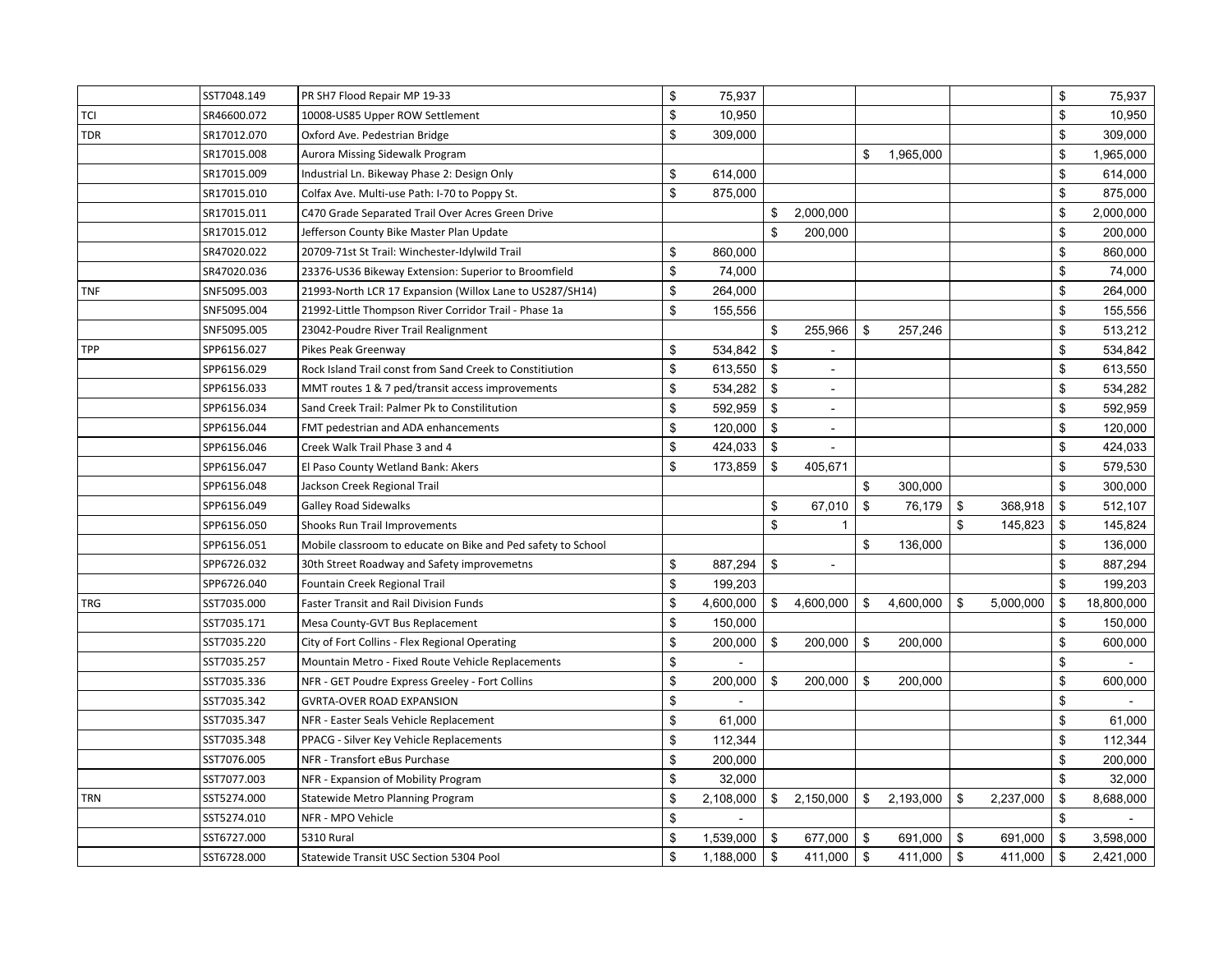| | | | | | | | |
|---|---|---|---|---|---|---|---|
| | SST7048.149 | PR SH7 Flood Repair MP 19-33 | $ 75,937 | | | | $ 75,937 |
| TCI | SR46600.072 | 10008-US85 Upper ROW Settlement | $ 10,950 | | | | $ 10,950 |
| TDR | SR17012.070 | Oxford Ave. Pedestrian Bridge | $ 309,000 | | | | $ 309,000 |
| | SR17015.008 | Aurora Missing Sidewalk Program | | | $ 1,965,000 | | $ 1,965,000 |
| | SR17015.009 | Industrial Ln. Bikeway Phase 2: Design Only | $ 614,000 | | | | $ 614,000 |
| | SR17015.010 | Colfax Ave. Multi-use Path: I-70 to Poppy St. | $ 875,000 | | | | $ 875,000 |
| | SR17015.011 | C470 Grade Separated Trail Over Acres Green Drive | | $ 2,000,000 | | | $ 2,000,000 |
| | SR17015.012 | Jefferson County Bike Master Plan Update | | $ 200,000 | | | $ 200,000 |
| | SR47020.022 | 20709-71st St Trail: Winchester-Idylwild Trail | $ 860,000 | | | | $ 860,000 |
| | SR47020.036 | 23376-US36 Bikeway Extension: Superior to Broomfield | $ 74,000 | | | | $ 74,000 |
| TNF | SNF5095.003 | 21993-North LCR 17 Expansion (Willox Lane to US287/SH14) | $ 264,000 | | | | $ 264,000 |
| | SNF5095.004 | 21992-Little Thompson River Corridor Trail - Phase 1a | $ 155,556 | | | | $ 155,556 |
| | SNF5095.005 | 23042-Poudre River Trail Realignment | | $ 255,966 | $ 257,246 | | $ 513,212 |
| TPP | SPP6156.027 | Pikes Peak Greenway | $ 534,842 | $ - | | | $ 534,842 |
| | SPP6156.029 | Rock Island Trail const from Sand Creek to Constitiution | $ 613,550 | $ - | | | $ 613,550 |
| | SPP6156.033 | MMT routes 1 & 7 ped/transit access improvements | $ 534,282 | $ - | | | $ 534,282 |
| | SPP6156.034 | Sand Creek Trail: Palmer Pk to Constilitution | $ 592,959 | $ - | | | $ 592,959 |
| | SPP6156.044 | FMT pedestrian and ADA enhancements | $ 120,000 | $ - | | | $ 120,000 |
| | SPP6156.046 | Creek Walk Trail Phase 3 and 4 | $ 424,033 | $ - | | | $ 424,033 |
| | SPP6156.047 | El Paso County Wetland Bank: Akers | $ 173,859 | $ 405,671 | | | $ 579,530 |
| | SPP6156.048 | Jackson Creek Regional Trail | | | $ 300,000 | | $ 300,000 |
| | SPP6156.049 | Galley Road Sidewalks | | $ 67,010 | $ 76,179 | $ 368,918 | $ 512,107 |
| | SPP6156.050 | Shooks Run Trail Improvements | | $ 1 | | $ 145,823 | $ 145,824 |
| | SPP6156.051 | Mobile classroom to educate on Bike and Ped safety to School | | | $ 136,000 | | $ 136,000 |
| | SPP6726.032 | 30th Street Roadway and Safety improvemetns | $ 887,294 | $ - | | | $ 887,294 |
| | SPP6726.040 | Fountain Creek Regional Trail | $ 199,203 | | | | $ 199,203 |
| TRG | SST7035.000 | Faster Transit and Rail Division Funds | $ 4,600,000 | $ 4,600,000 | $ 4,600,000 | $ 5,000,000 | $ 18,800,000 |
| | SST7035.171 | Mesa County-GVT Bus Replacement | $ 150,000 | | | | $ 150,000 |
| | SST7035.220 | City of Fort Collins - Flex Regional Operating | $ 200,000 | $ 200,000 | $ 200,000 | | $ 600,000 |
| | SST7035.257 | Mountain Metro - Fixed Route Vehicle Replacements | $ - | | | | $ - |
| | SST7035.336 | NFR - GET Poudre Express Greeley - Fort Collins | $ 200,000 | $ 200,000 | $ 200,000 | | $ 600,000 |
| | SST7035.342 | GVRTA-OVER ROAD EXPANSION | $ - | | | | $ - |
| | SST7035.347 | NFR - Easter Seals Vehicle Replacement | $ 61,000 | | | | $ 61,000 |
| | SST7035.348 | PPACG - Silver Key Vehicle Replacements | $ 112,344 | | | | $ 112,344 |
| | SST7076.005 | NFR - Transfort eBus Purchase | $ 200,000 | | | | $ 200,000 |
| | SST7077.003 | NFR - Expansion of Mobility Program | $ 32,000 | | | | $ 32,000 |
| TRN | SST5274.000 | Statewide Metro Planning Program | $ 2,108,000 | $ 2,150,000 | $ 2,193,000 | $ 2,237,000 | $ 8,688,000 |
| | SST5274.010 | NFR - MPO Vehicle | $ - | | | | $ - |
| | SST6727.000 | 5310 Rural | $ 1,539,000 | $ 677,000 | $ 691,000 | $ 691,000 | $ 3,598,000 |
| | SST6728.000 | Statewide Transit USC Section 5304 Pool | $ 1,188,000 | $ 411,000 | $ 411,000 | $ 411,000 | $ 2,421,000 |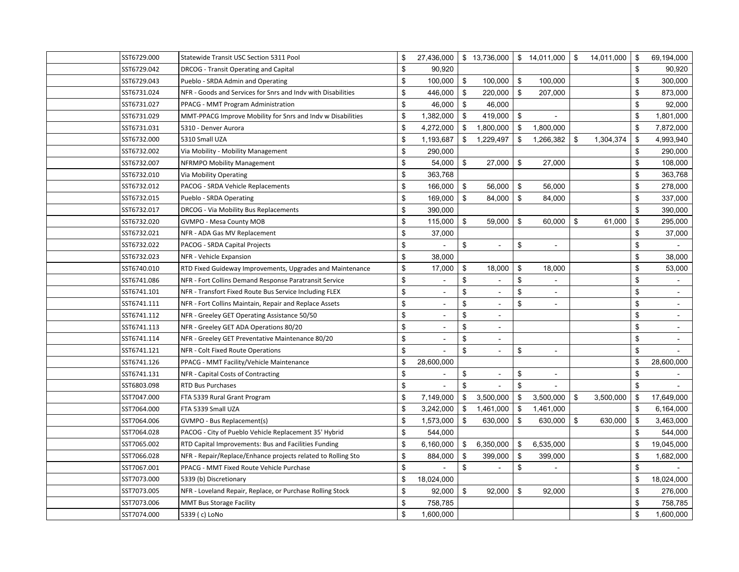| | | | | | | |
|---|---|---|---|---|---|---|
| | SST6729.000 | Statewide Transit USC Section 5311 Pool | $ 27,436,000 | $ 13,736,000 | $ 14,011,000 | $ 14,011,000 | $ 69,194,000 |
| | SST6729.042 | DRCOG - Transit Operating and Capital | $ 90,920 | | | | $ 90,920 |
| | SST6729.043 | Pueblo - SRDA Admin and Operating | $ 100,000 | $ 100,000 | $ 100,000 | | $ 300,000 |
| | SST6731.024 | NFR - Goods and Services for Snrs and Indv with Disabilities | $ 446,000 | $ 220,000 | $ 207,000 | | $ 873,000 |
| | SST6731.027 | PPACG - MMT Program Administration | $ 46,000 | $ 46,000 | | | $ 92,000 |
| | SST6731.029 | MMT-PPACG Improve Mobility for Snrs and Indv w Disabilities | $ 1,382,000 | $ 419,000 | $ - | | $ 1,801,000 |
| | SST6731.031 | 5310 - Denver Aurora | $ 4,272,000 | $ 1,800,000 | $ 1,800,000 | | $ 7,872,000 |
| | SST6732.000 | 5310 Small UZA | $ 1,193,687 | $ 1,229,497 | $ 1,266,382 | $ 1,304,374 | $ 4,993,940 |
| | SST6732.002 | Via Mobility - Mobility Management | $ 290,000 | | | | $ 290,000 |
| | SST6732.007 | NFRMPO Mobility Management | $ 54,000 | $ 27,000 | $ 27,000 | | $ 108,000 |
| | SST6732.010 | Via Mobility Operating | $ 363,768 | | | | $ 363,768 |
| | SST6732.012 | PACOG - SRDA Vehicle Replacements | $ 166,000 | $ 56,000 | $ 56,000 | | $ 278,000 |
| | SST6732.015 | Pueblo - SRDA Operating | $ 169,000 | $ 84,000 | $ 84,000 | | $ 337,000 |
| | SST6732.017 | DRCOG - Via Mobility Bus Replacements | $ 390,000 | | | | $ 390,000 |
| | SST6732.020 | GVMPO - Mesa County MOB | $ 115,000 | $ 59,000 | $ 60,000 | $ 61,000 | $ 295,000 |
| | SST6732.021 | NFR - ADA Gas MV Replacement | $ 37,000 | | | | $ 37,000 |
| | SST6732.022 | PACOG - SRDA Capital Projects | $ - | $ - | $ - | | $ - |
| | SST6732.023 | NFR - Vehicle Expansion | $ 38,000 | | | | $ 38,000 |
| | SST6740.010 | RTD Fixed Guideway Improvements, Upgrades and Maintenance | $ 17,000 | $ 18,000 | $ 18,000 | | $ 53,000 |
| | SST6741.086 | NFR - Fort Collins Demand Response Paratransit Service | $ - | $ - | $ - | | $ - |
| | SST6741.101 | NFR - Transfort Fixed Route Bus Service Including FLEX | $ - | $ - | $ - | | $ - |
| | SST6741.111 | NFR - Fort Collins Maintain, Repair and Replace Assets | $ - | $ - | $ - | | $ - |
| | SST6741.112 | NFR - Greeley GET Operating Assistance 50/50 | $ - | $ - | | | $ - |
| | SST6741.113 | NFR - Greeley GET ADA Operations 80/20 | $ - | $ - | | | $ - |
| | SST6741.114 | NFR - Greeley GET Preventative Maintenance 80/20 | $ - | $ - | | | $ - |
| | SST6741.121 | NFR - Colt Fixed Route Operations | $ - | $ - | $ - | | $ - |
| | SST6741.126 | PPACG - MMT Facility/Vehicle Maintenance | $ 28,600,000 | | | | $ 28,600,000 |
| | SST6741.131 | NFR - Capital Costs of Contracting | $ - | $ - | $ - | | $ - |
| | SST6803.098 | RTD Bus Purchases | $ - | $ - | $ - | | $ - |
| | SST7047.000 | FTA 5339 Rural Grant Program | $ 7,149,000 | $ 3,500,000 | $ 3,500,000 | $ 3,500,000 | $ 17,649,000 |
| | SST7064.000 | FTA 5339 Small UZA | $ 3,242,000 | $ 1,461,000 | $ 1,461,000 | | $ 6,164,000 |
| | SST7064.006 | GVMPO - Bus Replacement(s) | $ 1,573,000 | $ 630,000 | $ 630,000 | $ 630,000 | $ 3,463,000 |
| | SST7064.028 | PACOG - City of Pueblo Vehicle Replacement 35' Hybrid | $ 544,000 | | | | $ 544,000 |
| | SST7065.002 | RTD Capital Improvements: Bus and Facilities Funding | $ 6,160,000 | $ 6,350,000 | $ 6,535,000 | | $ 19,045,000 |
| | SST7066.028 | NFR - Repair/Replace/Enhance projects related to Rolling Sto | $ 884,000 | $ 399,000 | $ 399,000 | | $ 1,682,000 |
| | SST7067.001 | PPACG - MMT Fixed Route Vehicle Purchase | $ - | $ - | $ - | | $ - |
| | SST7073.000 | 5339 (b) Discretionary | $ 18,024,000 | | | | $ 18,024,000 |
| | SST7073.005 | NFR - Loveland Repair, Replace, or Purchase Rolling Stock | $ 92,000 | $ 92,000 | $ 92,000 | | $ 276,000 |
| | SST7073.006 | MMT Bus Storage Facility | $ 758,785 | | | | $ 758,785 |
| | SST7074.000 | 5339 ( c) LoNo | $ 1,600,000 | | | | $ 1,600,000 |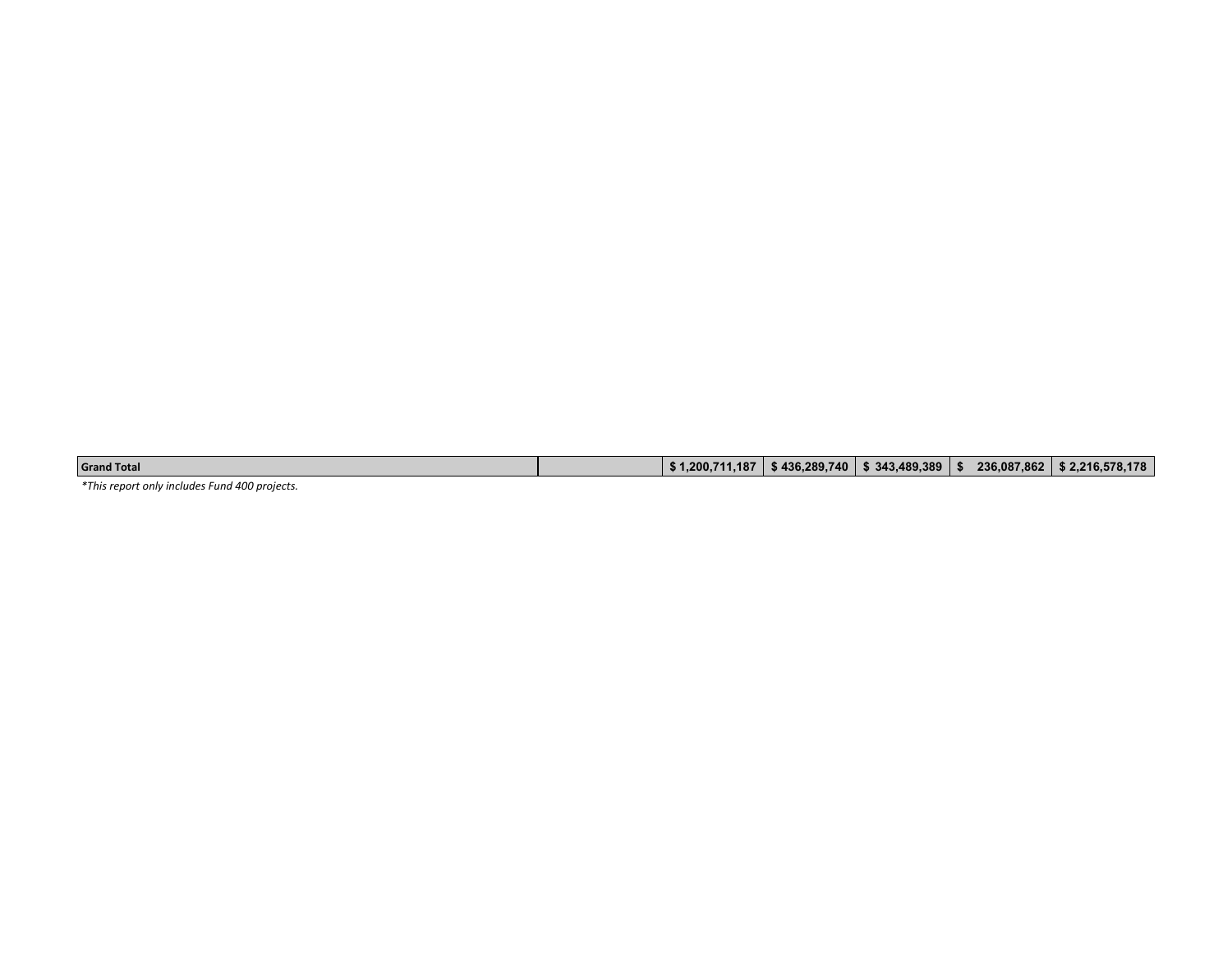| | | | | | | |
|---|---|---|---|---|---|---|
| **Grand Total** | | **$ 1,200,711,187** | **$ 436,289,740** | **$ 343,489,389** | **$ 236,087,862** | **$ 2,216,578,178** |

*\*This report only includes Fund 400 projects.*